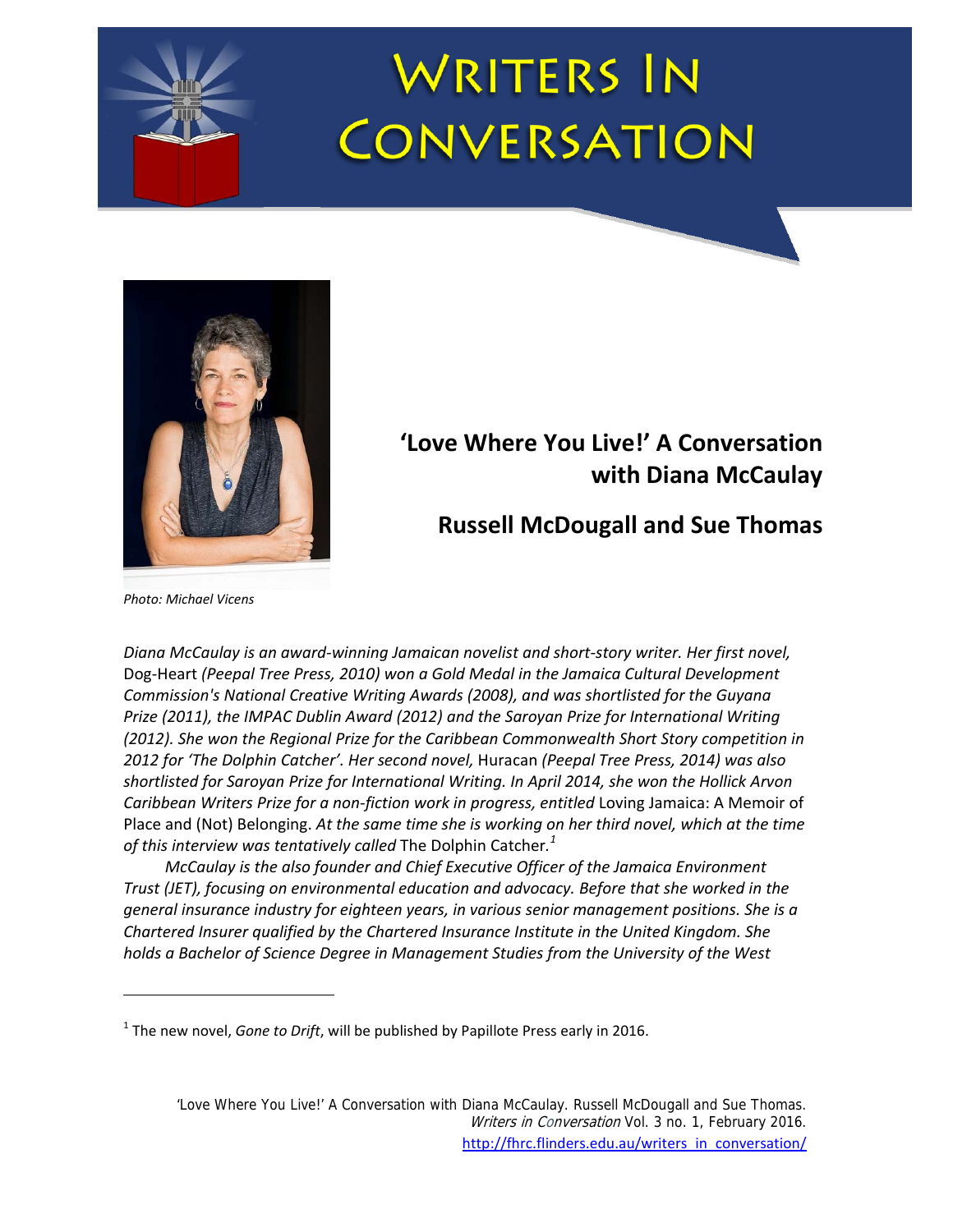# Writers In Conversation

## 'Love Where You Live!' A Conversation with Diana McCaulay

### Russell McDougall and Sue Thomas

*Photo: Michael Vicens*

*Diana McCaulay is an award-winning Jamaican novelist and short-story writer. Her first novel,* Dog-Heart *(Peepal Tree Press, 2010) won a Gold Medal in the Jamaica Cultural Development Commission's National Creative Writing Awards (2008), and was shortlisted for the Guyana Prize (2011), the IMPAC Dublin Award (2012) and the Saroyan Prize for International Writing (2012). She won the Regional Prize for the Caribbean Commonwealth Short Story competition in 2012 for 'The Dolphin Catcher'. Her second novel,* Huracan *(Peepal Tree Press, 2014) was also shortlisted for Saroyan Prize for International Writing. In April 2014, she won the Hollick Arvon Caribbean Writers Prize for a non-fiction work in progress, entitled* Loving Jamaica: A Memoir of Place and (Not) Belonging. *At the same time she is working on her third novel, which at the time of this interview was tentatively called* The Dolphin Catcher.[1]

*McCaulay is the also founder and Chief Executive Officer of the Jamaica Environment Trust (JET), focusing on environmental education and advocacy. Before that she worked in the general insurance industry for eighteen years, in various senior management positions. She is a Chartered Insurer qualified by the Chartered Insurance Institute in the United Kingdom. She holds a Bachelor of Science Degree in Management Studies from the University of the West*

---

[1] The new novel, *Gone to Drift*, will be published by Papillote Press early in 2016.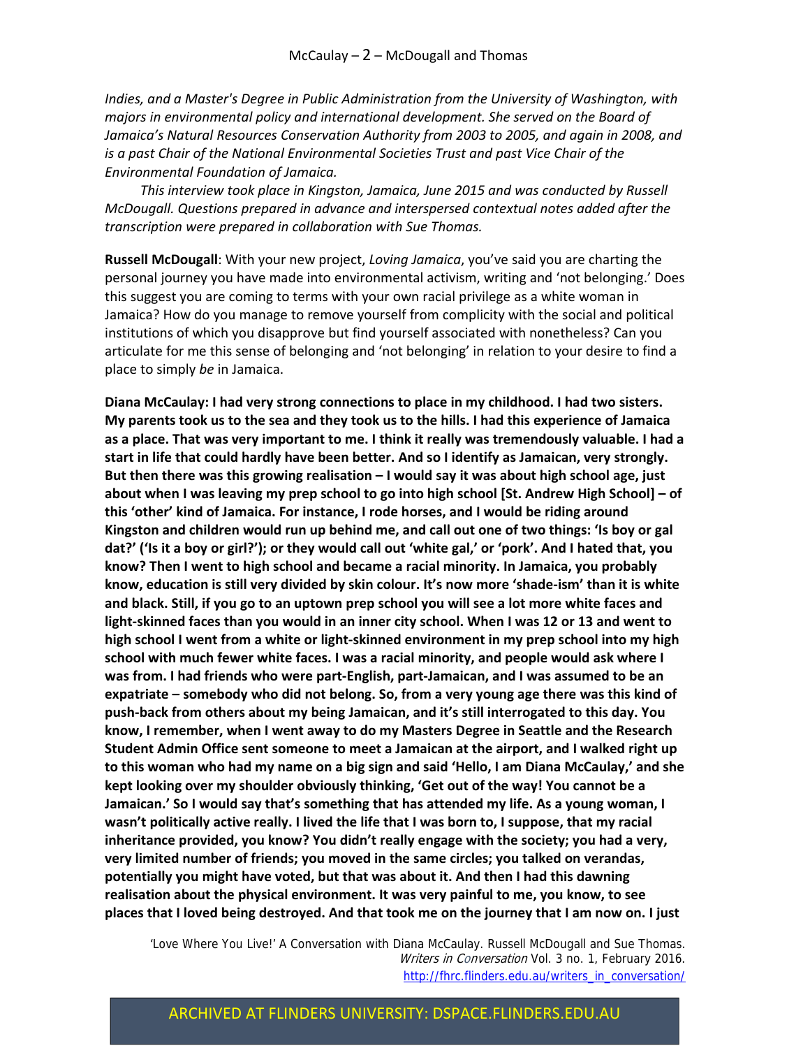*Indies, and a Master's Degree in Public Administration from the University of Washington, with majors in environmental policy and international development. She served on the Board of Jamaica's Natural Resources Conservation Authority from 2003 to 2005, and again in 2008, and is a past Chair of the National Environmental Societies Trust and past Vice Chair of the Environmental Foundation of Jamaica.*

*This interview took place in Kingston, Jamaica, June 2015 and was conducted by Russell McDougall. Questions prepared in advance and interspersed contextual notes added after the transcription were prepared in collaboration with Sue Thomas.*

**Russell McDougall**: With your new project, *Loving Jamaica*, you've said you are charting the personal journey you have made into environmental activism, writing and 'not belonging.' Does this suggest you are coming to terms with your own racial privilege as a white woman in Jamaica? How do you manage to remove yourself from complicity with the social and political institutions of which you disapprove but find yourself associated with nonetheless? Can you articulate for me this sense of belonging and 'not belonging' in relation to your desire to find a place to simply *be* in Jamaica.

**Diana McCaulay: I had very strong connections to place in my childhood. I had two sisters. My parents took us to the sea and they took us to the hills. I had this experience of Jamaica as a place. That was very important to me. I think it really was tremendously valuable. I had a start in life that could hardly have been better. And so I identify as Jamaican, very strongly. But then there was this growing realisation – I would say it was about high school age, just about when I was leaving my prep school to go into high school [St. Andrew High School] – of this 'other' kind of Jamaica. For instance, I rode horses, and I would be riding around Kingston and children would run up behind me, and call out one of two things: 'Is boy or gal dat?' ('Is it a boy or girl?'); or they would call out 'white gal,' or 'pork'. And I hated that, you know? Then I went to high school and became a racial minority. In Jamaica, you probably know, education is still very divided by skin colour. It's now more 'shade-ism' than it is white and black. Still, if you go to an uptown prep school you will see a lot more white faces and light-skinned faces than you would in an inner city school. When I was 12 or 13 and went to high school I went from a white or light-skinned environment in my prep school into my high school with much fewer white faces. I was a racial minority, and people would ask where I was from. I had friends who were part-English, part-Jamaican, and I was assumed to be an expatriate – somebody who did not belong. So, from a very young age there was this kind of push-back from others about my being Jamaican, and it's still interrogated to this day. You know, I remember, when I went away to do my Masters Degree in Seattle and the Research Student Admin Office sent someone to meet a Jamaican at the airport, and I walked right up to this woman who had my name on a big sign and said 'Hello, I am Diana McCaulay,' and she kept looking over my shoulder obviously thinking, 'Get out of the way! You cannot be a Jamaican.' So I would say that's something that has attended my life. As a young woman, I wasn't politically active really. I lived the life that I was born to, I suppose, that my racial inheritance provided, you know? You didn't really engage with the society; you had a very, very limited number of friends; you moved in the same circles; you talked on verandas, potentially you might have voted, but that was about it. And then I had this dawning realisation about the physical environment. It was very painful to me, you know, to see places that I loved being destroyed. And that took me on the journey that I am now on. I just**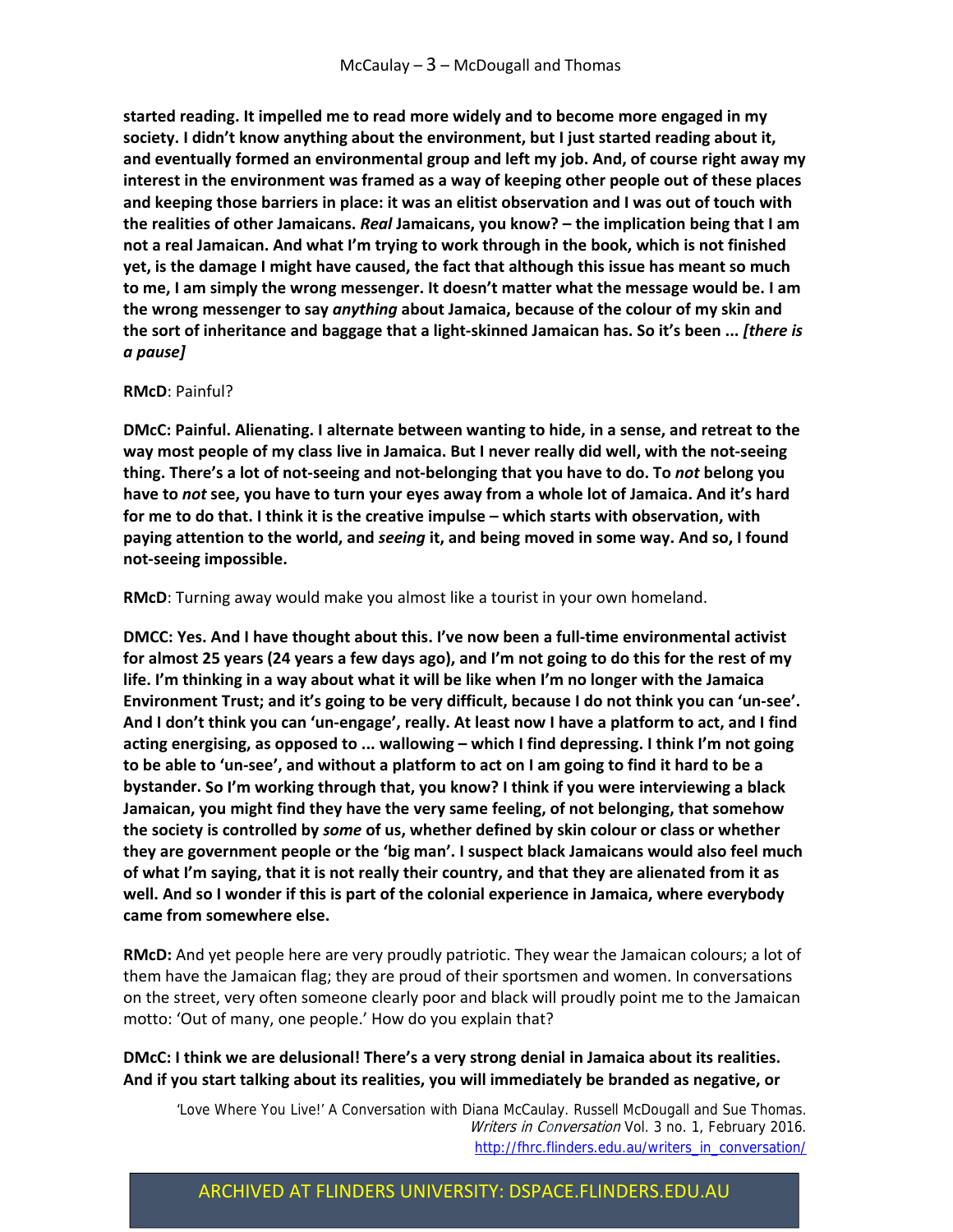**started reading. It impelled me to read more widely and to become more engaged in my society. I didn't know anything about the environment, but I just started reading about it, and eventually formed an environmental group and left my job. And, of course right away my interest in the environment was framed as a way of keeping other people out of these places and keeping those barriers in place: it was an elitist observation and I was out of touch with the realities of other Jamaicans. *Real* Jamaicans, you know? – the implication being that I am not a real Jamaican. And what I'm trying to work through in the book, which is not finished yet, is the damage I might have caused, the fact that although this issue has meant so much to me, I am simply the wrong messenger. It doesn't matter what the message would be. I am the wrong messenger to say *anything* about Jamaica, because of the colour of my skin and the sort of inheritance and baggage that a light-skinned Jamaican has. So it's been ... *[there is a pause]***

**RMcD**: Painful?

**DMcC: Painful. Alienating. I alternate between wanting to hide, in a sense, and retreat to the way most people of my class live in Jamaica. But I never really did well, with the not-seeing thing. There's a lot of not-seeing and not-belonging that you have to do. To *not* belong you have to *not* see, you have to turn your eyes away from a whole lot of Jamaica. And it's hard for me to do that. I think it is the creative impulse – which starts with observation, with paying attention to the world, and *seeing* it, and being moved in some way. And so, I found not-seeing impossible.**

**RMcD**: Turning away would make you almost like a tourist in your own homeland.

**DMCC: Yes. And I have thought about this. I've now been a full-time environmental activist for almost 25 years (24 years a few days ago), and I'm not going to do this for the rest of my life. I'm thinking in a way about what it will be like when I'm no longer with the Jamaica Environment Trust; and it's going to be very difficult, because I do not think you can 'un-see'. And I don't think you can 'un-engage', really. At least now I have a platform to act, and I find acting energising, as opposed to ... wallowing – which I find depressing. I think I'm not going to be able to 'un-see', and without a platform to act on I am going to find it hard to be a bystander. So I'm working through that, you know? I think if you were interviewing a black Jamaican, you might find they have the very same feeling, of not belonging, that somehow the society is controlled by *some* of us, whether defined by skin colour or class or whether they are government people or the 'big man'. I suspect black Jamaicans would also feel much of what I'm saying, that it is not really their country, and that they are alienated from it as well. And so I wonder if this is part of the colonial experience in Jamaica, where everybody came from somewhere else.**

**RMcD:** And yet people here are very proudly patriotic. They wear the Jamaican colours; a lot of them have the Jamaican flag; they are proud of their sportsmen and women. In conversations on the street, very often someone clearly poor and black will proudly point me to the Jamaican motto: 'Out of many, one people.' How do you explain that?

**DMcC: I think we are delusional! There's a very strong denial in Jamaica about its realities. And if you start talking about its realities, you will immediately be branded as negative, or**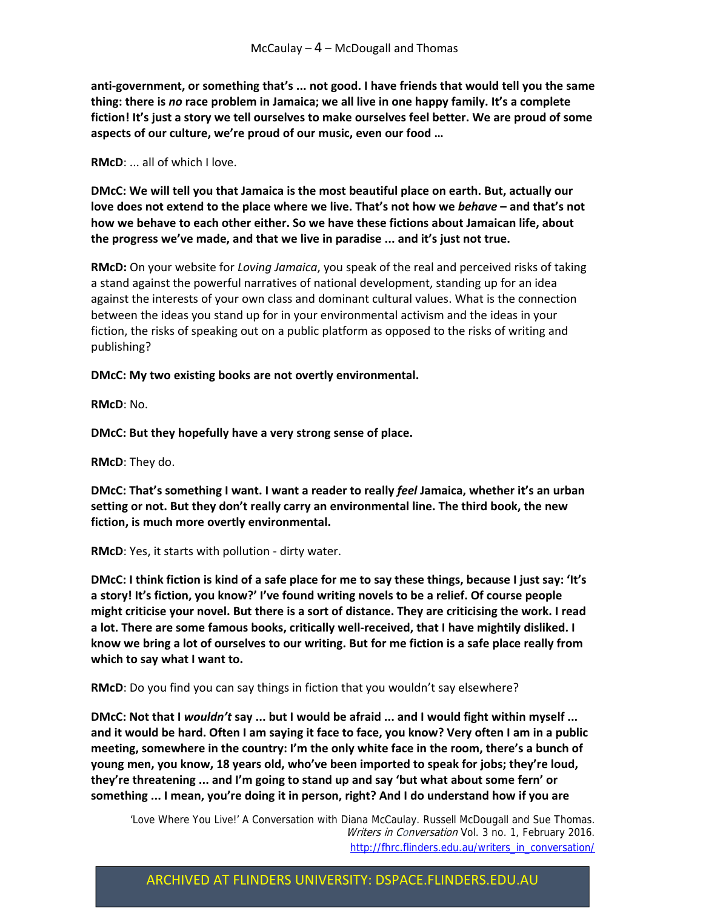**anti-government, or something that's ... not good. I have friends that would tell you the same thing: there is *no* race problem in Jamaica; we all live in one happy family. It's a complete fiction! It's just a story we tell ourselves to make ourselves feel better. We are proud of some aspects of our culture, we're proud of our music, even our food …**

**RMcD**: ... all of which I love.

**DMcC: We will tell you that Jamaica is the most beautiful place on earth. But, actually our love does not extend to the place where we live. That's not how we *behave* – and that's not how we behave to each other either. So we have these fictions about Jamaican life, about the progress we've made, and that we live in paradise ... and it's just not true.**

**RMcD:** On your website for *Loving Jamaica*, you speak of the real and perceived risks of taking a stand against the powerful narratives of national development, standing up for an idea against the interests of your own class and dominant cultural values. What is the connection between the ideas you stand up for in your environmental activism and the ideas in your fiction, the risks of speaking out on a public platform as opposed to the risks of writing and publishing?

**DMcC: My two existing books are not overtly environmental.**

**RMcD**: No.

**DMcC: But they hopefully have a very strong sense of place.**

**RMcD**: They do.

**DMcC: That's something I want. I want a reader to really *feel* Jamaica, whether it's an urban setting or not. But they don't really carry an environmental line. The third book, the new fiction, is much more overtly environmental.**

**RMcD**: Yes, it starts with pollution - dirty water.

**DMcC: I think fiction is kind of a safe place for me to say these things, because I just say: 'It's a story! It's fiction, you know?' I've found writing novels to be a relief. Of course people might criticise your novel. But there is a sort of distance. They are criticising the work. I read a lot. There are some famous books, critically well-received, that I have mightily disliked. I know we bring a lot of ourselves to our writing. But for me fiction is a safe place really from which to say what I want to.**

**RMcD**: Do you find you can say things in fiction that you wouldn't say elsewhere?

**DMcC: Not that I *wouldn't* say ... but I would be afraid ... and I would fight within myself ... and it would be hard. Often I am saying it face to face, you know? Very often I am in a public meeting, somewhere in the country: I'm the only white face in the room, there's a bunch of young men, you know, 18 years old, who've been imported to speak for jobs; they're loud, they're threatening ... and I'm going to stand up and say 'but what about some fern' or something ... I mean, you're doing it in person, right? And I do understand how if you are**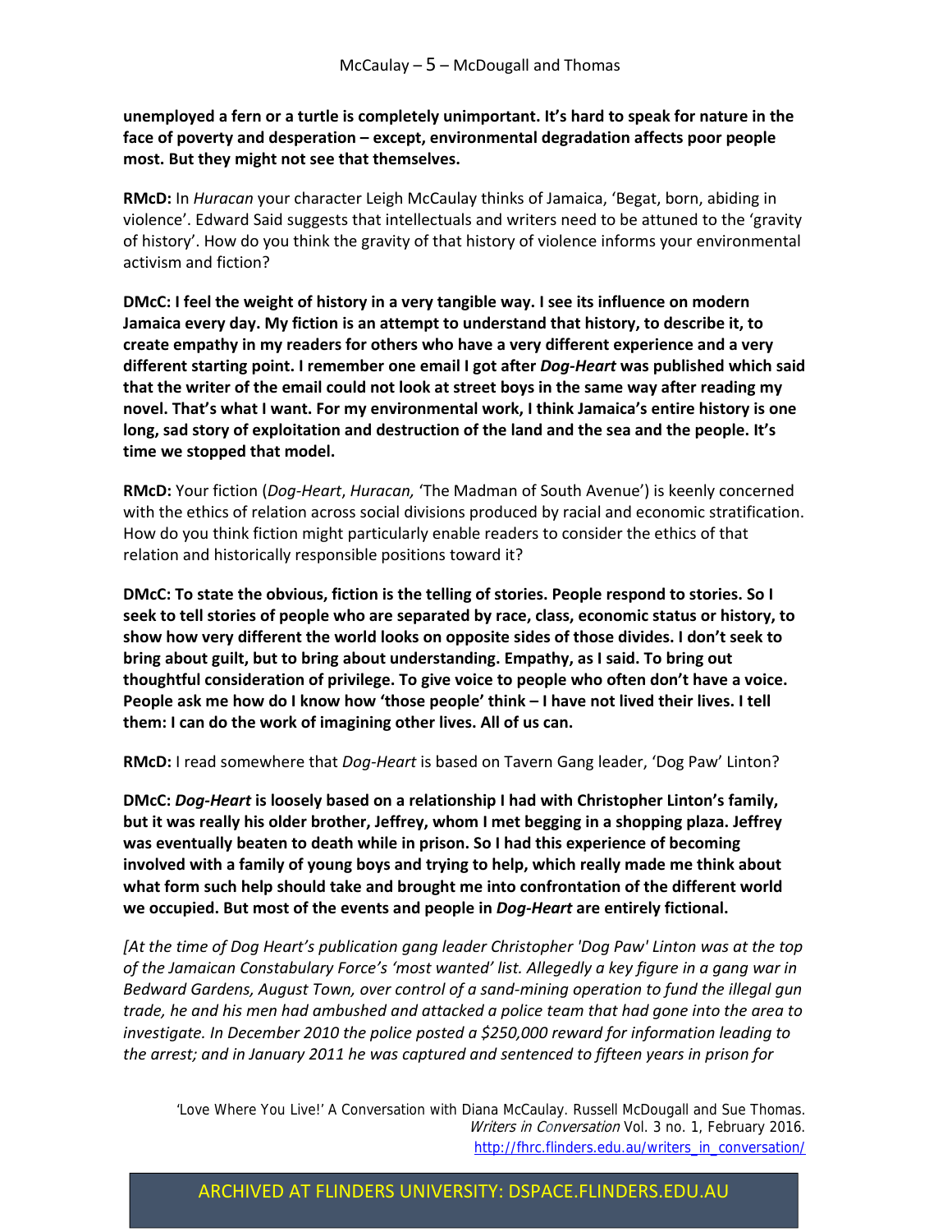**unemployed a fern or a turtle is completely unimportant. It's hard to speak for nature in the face of poverty and desperation – except, environmental degradation affects poor people most. But they might not see that themselves.**

**RMcD:** In *Huracan* your character Leigh McCaulay thinks of Jamaica, 'Begat, born, abiding in violence'. Edward Said suggests that intellectuals and writers need to be attuned to the 'gravity of history'. How do you think the gravity of that history of violence informs your environmental activism and fiction?

**DMcC: I feel the weight of history in a very tangible way. I see its influence on modern Jamaica every day. My fiction is an attempt to understand that history, to describe it, to create empathy in my readers for others who have a very different experience and a very different starting point. I remember one email I got after *Dog-Heart* was published which said that the writer of the email could not look at street boys in the same way after reading my novel. That's what I want. For my environmental work, I think Jamaica's entire history is one long, sad story of exploitation and destruction of the land and the sea and the people. It's time we stopped that model.**

**RMcD:** Your fiction (*Dog-Heart*, *Huracan,* 'The Madman of South Avenue') is keenly concerned with the ethics of relation across social divisions produced by racial and economic stratification. How do you think fiction might particularly enable readers to consider the ethics of that relation and historically responsible positions toward it?

**DMcC: To state the obvious, fiction is the telling of stories. People respond to stories. So I seek to tell stories of people who are separated by race, class, economic status or history, to show how very different the world looks on opposite sides of those divides. I don't seek to bring about guilt, but to bring about understanding. Empathy, as I said. To bring out thoughtful consideration of privilege. To give voice to people who often don't have a voice. People ask me how do I know how 'those people' think – I have not lived their lives. I tell them: I can do the work of imagining other lives. All of us can.**

**RMcD:** I read somewhere that *Dog-Heart* is based on Tavern Gang leader, 'Dog Paw' Linton?

**DMcC: *Dog-Heart* is loosely based on a relationship I had with Christopher Linton's family, but it was really his older brother, Jeffrey, whom I met begging in a shopping plaza. Jeffrey was eventually beaten to death while in prison. So I had this experience of becoming involved with a family of young boys and trying to help, which really made me think about what form such help should take and brought me into confrontation of the different world we occupied. But most of the events and people in *Dog-Heart* are entirely fictional.**

*[At the time of Dog Heart's publication gang leader Christopher 'Dog Paw' Linton was at the top of the Jamaican Constabulary Force's 'most wanted' list. Allegedly a key figure in a gang war in Bedward Gardens, August Town, over control of a sand-mining operation to fund the illegal gun trade, he and his men had ambushed and attacked a police team that had gone into the area to investigate. In December 2010 the police posted a $250,000 reward for information leading to the arrest; and in January 2011 he was captured and sentenced to fifteen years in prison for*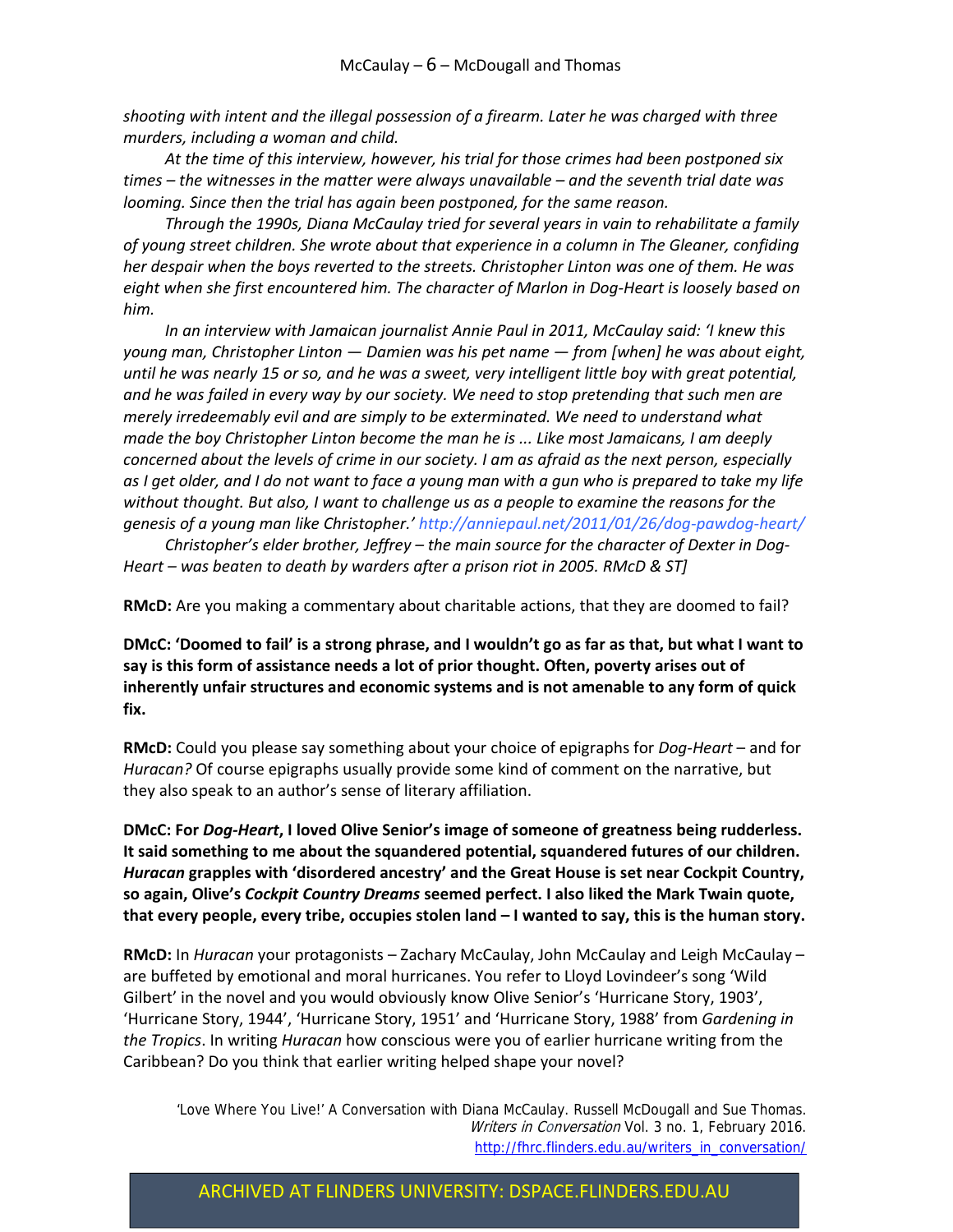*shooting with intent and the illegal possession of a firearm. Later he was charged with three murders, including a woman and child.*

*At the time of this interview, however, his trial for those crimes had been postponed six times – the witnesses in the matter were always unavailable – and the seventh trial date was looming. Since then the trial has again been postponed, for the same reason.*

*Through the 1990s, Diana McCaulay tried for several years in vain to rehabilitate a family of young street children. She wrote about that experience in a column in The Gleaner, confiding her despair when the boys reverted to the streets. Christopher Linton was one of them. He was eight when she first encountered him. The character of Marlon in Dog-Heart is loosely based on him.*

*In an interview with Jamaican journalist Annie Paul in 2011, McCaulay said: 'I knew this young man, Christopher Linton — Damien was his pet name — from [when] he was about eight, until he was nearly 15 or so, and he was a sweet, very intelligent little boy with great potential, and he was failed in every way by our society. We need to stop pretending that such men are merely irredeemably evil and are simply to be exterminated. We need to understand what made the boy Christopher Linton become the man he is ... Like most Jamaicans, I am deeply concerned about the levels of crime in our society. I am as afraid as the next person, especially as I get older, and I do not want to face a young man with a gun who is prepared to take my life without thought. But also, I want to challenge us as a people to examine the reasons for the genesis of a young man like Christopher.' http://anniepaul.net/2011/01/26/dog-pawdog-heart/*

*Christopher's elder brother, Jeffrey – the main source for the character of Dexter in Dog-Heart – was beaten to death by warders after a prison riot in 2005. RMcD & ST]*

**RMcD:** Are you making a commentary about charitable actions, that they are doomed to fail?

**DMcC: 'Doomed to fail' is a strong phrase, and I wouldn't go as far as that, but what I want to say is this form of assistance needs a lot of prior thought. Often, poverty arises out of inherently unfair structures and economic systems and is not amenable to any form of quick fix.**

**RMcD:** Could you please say something about your choice of epigraphs for *Dog-Heart* – and for *Huracan?* Of course epigraphs usually provide some kind of comment on the narrative, but they also speak to an author's sense of literary affiliation.

**DMcC: For *Dog-Heart*, I loved Olive Senior's image of someone of greatness being rudderless. It said something to me about the squandered potential, squandered futures of our children. *Huracan* grapples with 'disordered ancestry' and the Great House is set near Cockpit Country, so again, Olive's *Cockpit Country Dreams* seemed perfect. I also liked the Mark Twain quote, that every people, every tribe, occupies stolen land – I wanted to say, this is the human story.**

**RMcD:** In *Huracan* your protagonists – Zachary McCaulay, John McCaulay and Leigh McCaulay – are buffeted by emotional and moral hurricanes. You refer to Lloyd Lovindeer's song 'Wild Gilbert' in the novel and you would obviously know Olive Senior's 'Hurricane Story, 1903', 'Hurricane Story, 1944', 'Hurricane Story, 1951' and 'Hurricane Story, 1988' from *Gardening in the Tropics*. In writing *Huracan* how conscious were you of earlier hurricane writing from the Caribbean? Do you think that earlier writing helped shape your novel?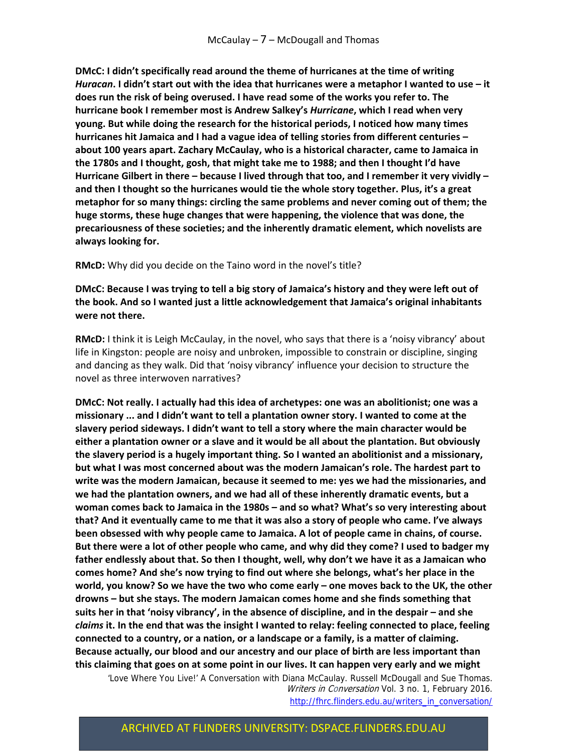**DMcC: I didn't specifically read around the theme of hurricanes at the time of writing *Huracan*. I didn't start out with the idea that hurricanes were a metaphor I wanted to use – it does run the risk of being overused. I have read some of the works you refer to. The hurricane book I remember most is Andrew Salkey's *Hurricane*, which I read when very young. But while doing the research for the historical periods, I noticed how many times hurricanes hit Jamaica and I had a vague idea of telling stories from different centuries – about 100 years apart. Zachary McCaulay, who is a historical character, came to Jamaica in the 1780s and I thought, gosh, that might take me to 1988; and then I thought I'd have Hurricane Gilbert in there – because I lived through that too, and I remember it very vividly – and then I thought so the hurricanes would tie the whole story together. Plus, it's a great metaphor for so many things: circling the same problems and never coming out of them; the huge storms, these huge changes that were happening, the violence that was done, the precariousness of these societies; and the inherently dramatic element, which novelists are always looking for.**

**RMcD:** Why did you decide on the Taino word in the novel's title?

**DMcC: Because I was trying to tell a big story of Jamaica's history and they were left out of the book. And so I wanted just a little acknowledgement that Jamaica's original inhabitants were not there.**

**RMcD:** I think it is Leigh McCaulay, in the novel, who says that there is a 'noisy vibrancy' about life in Kingston: people are noisy and unbroken, impossible to constrain or discipline, singing and dancing as they walk. Did that 'noisy vibrancy' influence your decision to structure the novel as three interwoven narratives?

**DMcC: Not really. I actually had this idea of archetypes: one was an abolitionist; one was a missionary ... and I didn't want to tell a plantation owner story. I wanted to come at the slavery period sideways. I didn't want to tell a story where the main character would be either a plantation owner or a slave and it would be all about the plantation. But obviously the slavery period is a hugely important thing. So I wanted an abolitionist and a missionary, but what I was most concerned about was the modern Jamaican's role. The hardest part to write was the modern Jamaican, because it seemed to me: yes we had the missionaries, and we had the plantation owners, and we had all of these inherently dramatic events, but a woman comes back to Jamaica in the 1980s – and so what? What's so very interesting about that? And it eventually came to me that it was also a story of people who came. I've always been obsessed with why people came to Jamaica. A lot of people came in chains, of course. But there were a lot of other people who came, and why did they come? I used to badger my father endlessly about that. So then I thought, well, why don't we have it as a Jamaican who comes home? And she's now trying to find out where she belongs, what's her place in the world, you know? So we have the two who come early – one moves back to the UK, the other drowns – but she stays. The modern Jamaican comes home and she finds something that suits her in that 'noisy vibrancy', in the absence of discipline, and in the despair – and she *claims* it. In the end that was the insight I wanted to relay: feeling connected to place, feeling connected to a country, or a nation, or a landscape or a family, is a matter of claiming. Because actually, our blood and our ancestry and our place of birth are less important than this claiming that goes on at some point in our lives. It can happen very early and we might**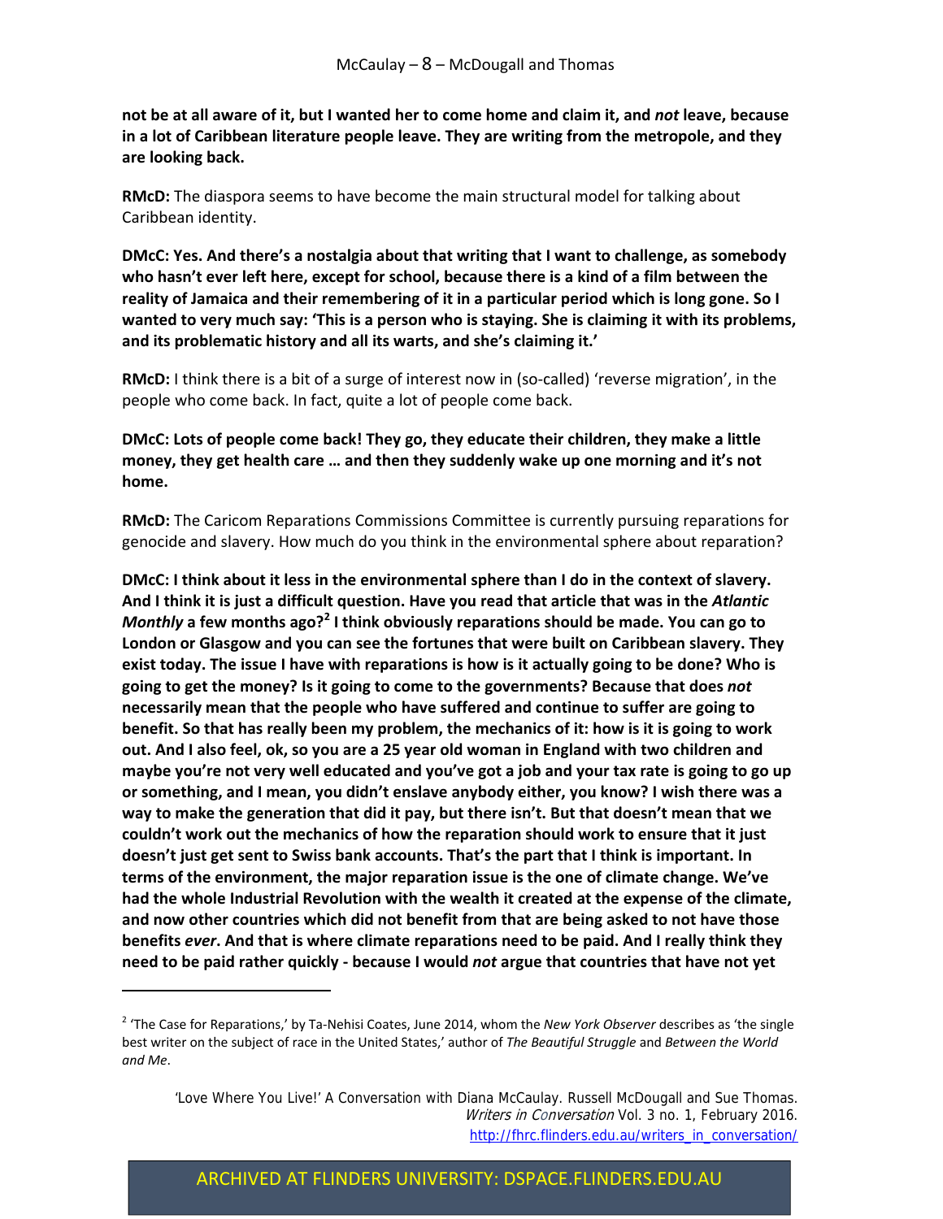**not be at all aware of it, but I wanted her to come home and claim it, and *not* leave, because in a lot of Caribbean literature people leave. They are writing from the metropole, and they are looking back.**

**RMcD:** The diaspora seems to have become the main structural model for talking about Caribbean identity.

**DMcC: Yes. And there's a nostalgia about that writing that I want to challenge, as somebody who hasn't ever left here, except for school, because there is a kind of a film between the reality of Jamaica and their remembering of it in a particular period which is long gone. So I wanted to very much say: 'This is a person who is staying. She is claiming it with its problems, and its problematic history and all its warts, and she's claiming it.'**

**RMcD:** I think there is a bit of a surge of interest now in (so-called) 'reverse migration', in the people who come back. In fact, quite a lot of people come back.

**DMcC: Lots of people come back! They go, they educate their children, they make a little money, they get health care … and then they suddenly wake up one morning and it's not home.**

**RMcD:** The Caricom Reparations Commissions Committee is currently pursuing reparations for genocide and slavery. How much do you think in the environmental sphere about reparation?

**DMcC: I think about it less in the environmental sphere than I do in the context of slavery. And I think it is just a difficult question. Have you read that article that was in the *Atlantic Monthly* a few months ago?[2] I think obviously reparations should be made. You can go to London or Glasgow and you can see the fortunes that were built on Caribbean slavery. They exist today. The issue I have with reparations is how is it actually going to be done? Who is going to get the money? Is it going to come to the governments? Because that does *not* necessarily mean that the people who have suffered and continue to suffer are going to benefit. So that has really been my problem, the mechanics of it: how is it is going to work out. And I also feel, ok, so you are a 25 year old woman in England with two children and maybe you're not very well educated and you've got a job and your tax rate is going to go up or something, and I mean, you didn't enslave anybody either, you know? I wish there was a way to make the generation that did it pay, but there isn't. But that doesn't mean that we couldn't work out the mechanics of how the reparation should work to ensure that it just doesn't just get sent to Swiss bank accounts. That's the part that I think is important. In terms of the environment, the major reparation issue is the one of climate change. We've had the whole Industrial Revolution with the wealth it created at the expense of the climate, and now other countries which did not benefit from that are being asked to not have those benefits *ever*. And that is where climate reparations need to be paid. And I really think they need to be paid rather quickly - because I would *not* argue that countries that have not yet**

---

[2] 'The Case for Reparations,' by Ta-Nehisi Coates, June 2014, whom the *New York Observer* describes as 'the single best writer on the subject of race in the United States,' author of *The Beautiful Struggle* and *Between the World and Me*.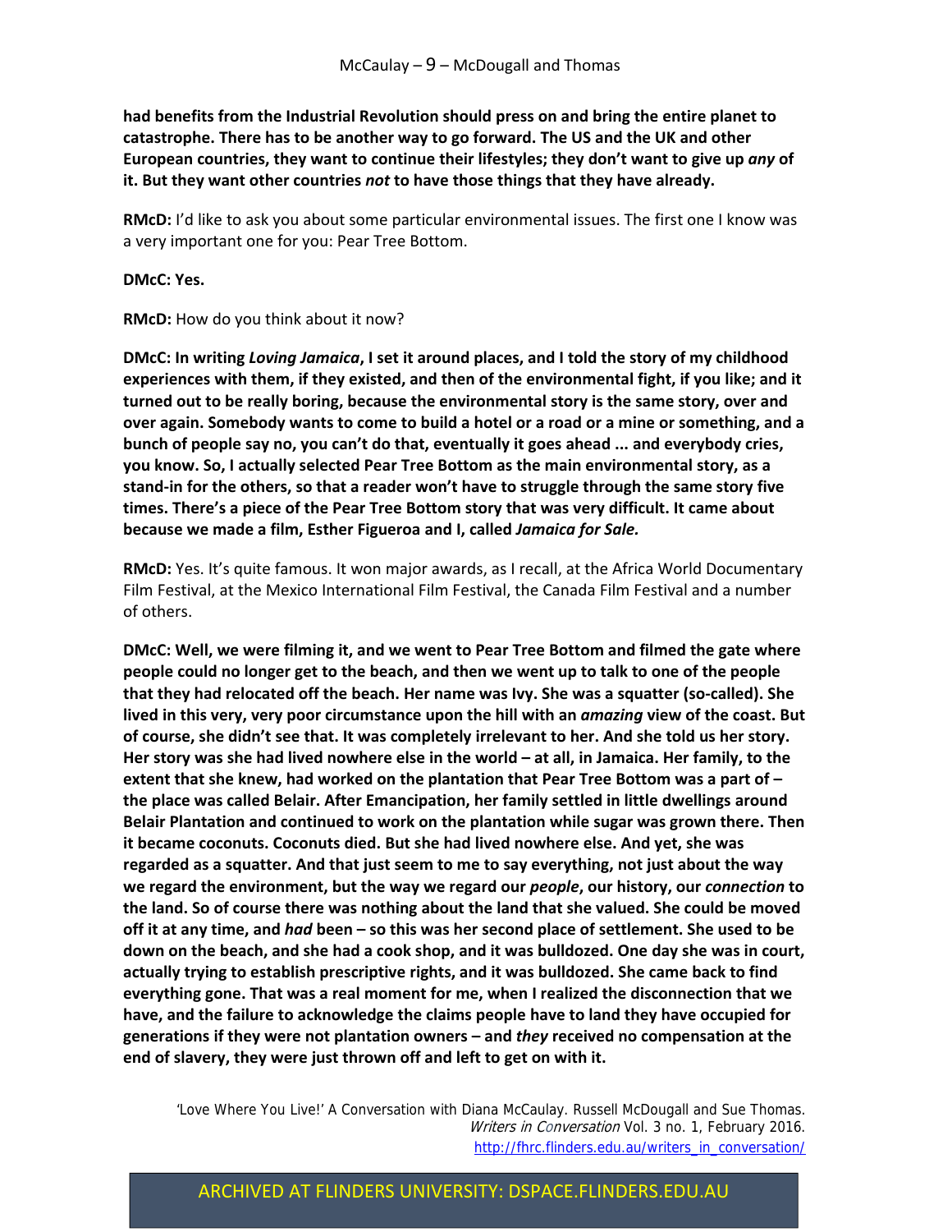**had benefits from the Industrial Revolution should press on and bring the entire planet to catastrophe. There has to be another way to go forward. The US and the UK and other European countries, they want to continue their lifestyles; they don't want to give up *any* of it. But they want other countries *not* to have those things that they have already.**

**RMcD:** I'd like to ask you about some particular environmental issues. The first one I know was a very important one for you: Pear Tree Bottom.

**DMcC: Yes.**

**RMcD:** How do you think about it now?

**DMcC: In writing *Loving Jamaica*, I set it around places, and I told the story of my childhood experiences with them, if they existed, and then of the environmental fight, if you like; and it turned out to be really boring, because the environmental story is the same story, over and over again. Somebody wants to come to build a hotel or a road or a mine or something, and a bunch of people say no, you can't do that, eventually it goes ahead ... and everybody cries, you know. So, I actually selected Pear Tree Bottom as the main environmental story, as a stand-in for the others, so that a reader won't have to struggle through the same story five times. There's a piece of the Pear Tree Bottom story that was very difficult. It came about because we made a film, Esther Figueroa and I, called *Jamaica for Sale.***

**RMcD:** Yes. It's quite famous. It won major awards, as I recall, at the Africa World Documentary Film Festival, at the Mexico International Film Festival, the Canada Film Festival and a number of others.

**DMcC: Well, we were filming it, and we went to Pear Tree Bottom and filmed the gate where people could no longer get to the beach, and then we went up to talk to one of the people that they had relocated off the beach. Her name was Ivy. She was a squatter (so-called). She lived in this very, very poor circumstance upon the hill with an *amazing* view of the coast. But of course, she didn't see that. It was completely irrelevant to her. And she told us her story. Her story was she had lived nowhere else in the world – at all, in Jamaica. Her family, to the extent that she knew, had worked on the plantation that Pear Tree Bottom was a part of – the place was called Belair. After Emancipation, her family settled in little dwellings around Belair Plantation and continued to work on the plantation while sugar was grown there. Then it became coconuts. Coconuts died. But she had lived nowhere else. And yet, she was regarded as a squatter. And that just seem to me to say everything, not just about the way we regard the environment, but the way we regard our *people*, our history, our *connection* to the land. So of course there was nothing about the land that she valued. She could be moved off it at any time, and *had* been – so this was her second place of settlement. She used to be down on the beach, and she had a cook shop, and it was bulldozed. One day she was in court, actually trying to establish prescriptive rights, and it was bulldozed. She came back to find everything gone. That was a real moment for me, when I realized the disconnection that we have, and the failure to acknowledge the claims people have to land they have occupied for generations if they were not plantation owners – and *they* received no compensation at the end of slavery, they were just thrown off and left to get on with it.**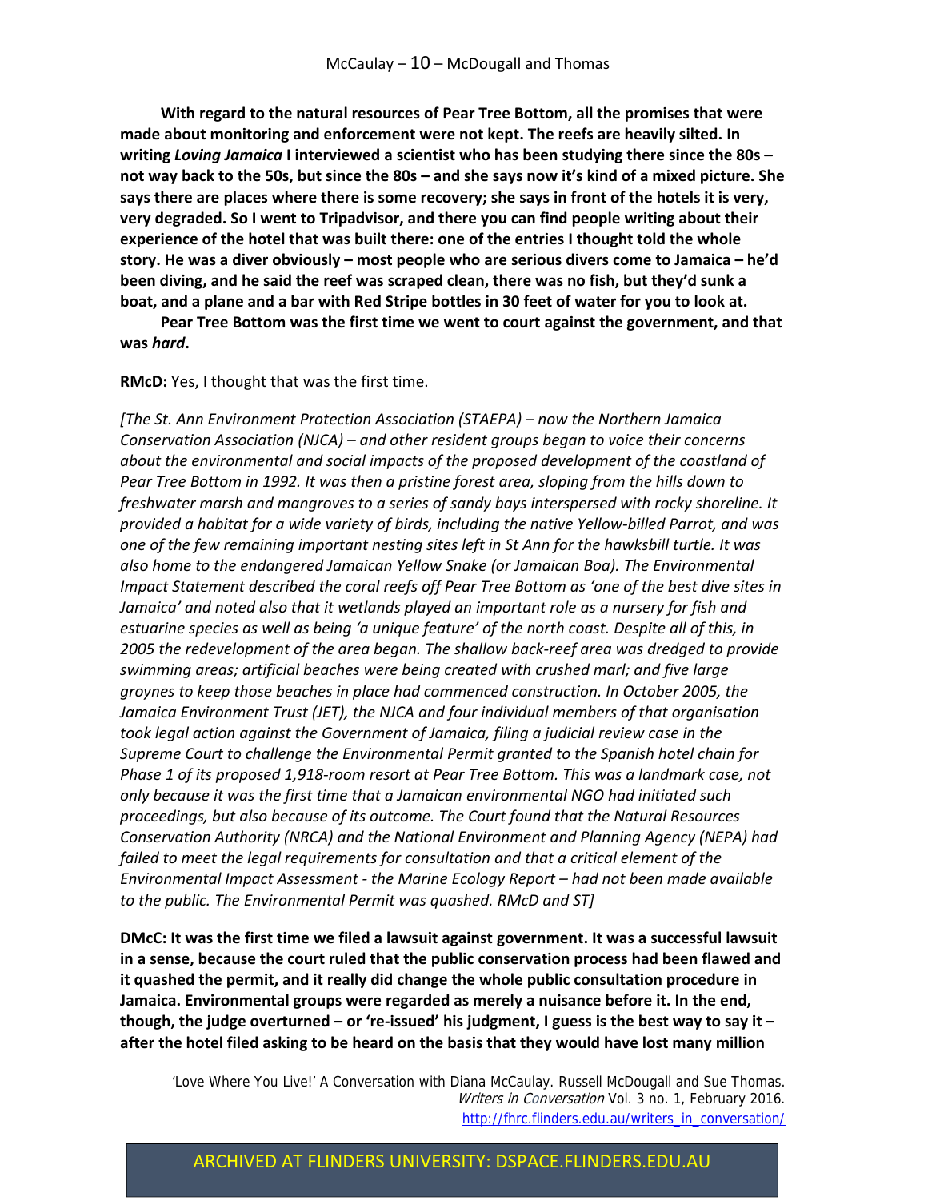**With regard to the natural resources of Pear Tree Bottom, all the promises that were made about monitoring and enforcement were not kept. The reefs are heavily silted. In writing *Loving Jamaica* I interviewed a scientist who has been studying there since the 80s – not way back to the 50s, but since the 80s – and she says now it's kind of a mixed picture. She says there are places where there is some recovery; she says in front of the hotels it is very, very degraded. So I went to Tripadvisor, and there you can find people writing about their experience of the hotel that was built there: one of the entries I thought told the whole story. He was a diver obviously – most people who are serious divers come to Jamaica – he'd been diving, and he said the reef was scraped clean, there was no fish, but they'd sunk a boat, and a plane and a bar with Red Stripe bottles in 30 feet of water for you to look at.**

**Pear Tree Bottom was the first time we went to court against the government, and that was *hard*.**

**RMcD:** Yes, I thought that was the first time.

*[The St. Ann Environment Protection Association (STAEPA) – now the Northern Jamaica Conservation Association (NJCA) – and other resident groups began to voice their concerns about the environmental and social impacts of the proposed development of the coastland of Pear Tree Bottom in 1992. It was then a pristine forest area, sloping from the hills down to freshwater marsh and mangroves to a series of sandy bays interspersed with rocky shoreline. It provided a habitat for a wide variety of birds, including the native Yellow-billed Parrot, and was one of the few remaining important nesting sites left in St Ann for the hawksbill turtle. It was also home to the endangered Jamaican Yellow Snake (or Jamaican Boa). The Environmental Impact Statement described the coral reefs off Pear Tree Bottom as 'one of the best dive sites in Jamaica' and noted also that it wetlands played an important role as a nursery for fish and estuarine species as well as being 'a unique feature' of the north coast. Despite all of this, in 2005 the redevelopment of the area began. The shallow back-reef area was dredged to provide swimming areas; artificial beaches were being created with crushed marl; and five large groynes to keep those beaches in place had commenced construction. In October 2005, the Jamaica Environment Trust (JET), the NJCA and four individual members of that organisation took legal action against the Government of Jamaica, filing a judicial review case in the Supreme Court to challenge the Environmental Permit granted to the Spanish hotel chain for Phase 1 of its proposed 1,918-room resort at Pear Tree Bottom. This was a landmark case, not only because it was the first time that a Jamaican environmental NGO had initiated such proceedings, but also because of its outcome. The Court found that the Natural Resources Conservation Authority (NRCA) and the National Environment and Planning Agency (NEPA) had failed to meet the legal requirements for consultation and that a critical element of the Environmental Impact Assessment - the Marine Ecology Report – had not been made available to the public. The Environmental Permit was quashed. RMcD and ST]*

**DMcC: It was the first time we filed a lawsuit against government. It was a successful lawsuit in a sense, because the court ruled that the public conservation process had been flawed and it quashed the permit, and it really did change the whole public consultation procedure in Jamaica. Environmental groups were regarded as merely a nuisance before it. In the end, though, the judge overturned – or 're-issued' his judgment, I guess is the best way to say it – after the hotel filed asking to be heard on the basis that they would have lost many million**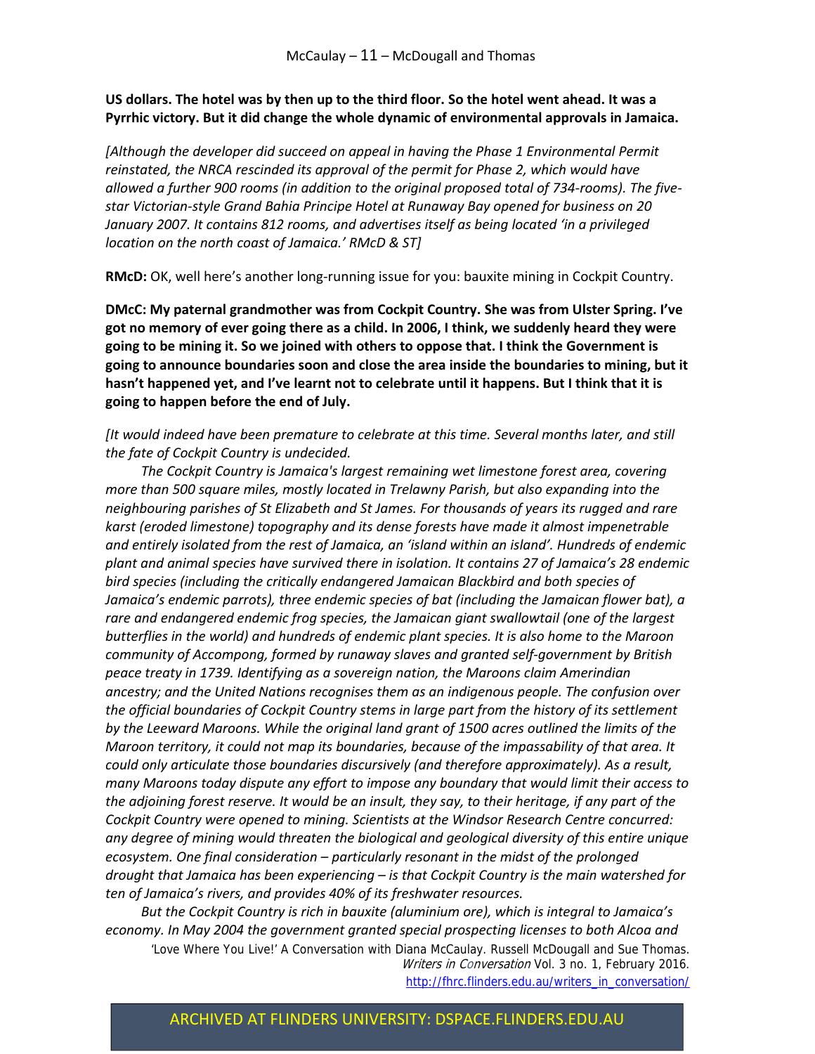**US dollars. The hotel was by then up to the third floor. So the hotel went ahead. It was a Pyrrhic victory. But it did change the whole dynamic of environmental approvals in Jamaica.**

*[Although the developer did succeed on appeal in having the Phase 1 Environmental Permit reinstated, the NRCA rescinded its approval of the permit for Phase 2, which would have allowed a further 900 rooms (in addition to the original proposed total of 734-rooms). The five-star Victorian-style Grand Bahia Principe Hotel at Runaway Bay opened for business on 20 January 2007. It contains 812 rooms, and advertises itself as being located 'in a privileged location on the north coast of Jamaica.' RMcD & ST]*

**RMcD:** OK, well here's another long-running issue for you: bauxite mining in Cockpit Country.

**DMcC: My paternal grandmother was from Cockpit Country. She was from Ulster Spring. I've got no memory of ever going there as a child. In 2006, I think, we suddenly heard they were going to be mining it. So we joined with others to oppose that. I think the Government is going to announce boundaries soon and close the area inside the boundaries to mining, but it hasn't happened yet, and I've learnt not to celebrate until it happens. But I think that it is going to happen before the end of July.**

*[It would indeed have been premature to celebrate at this time. Several months later, and still the fate of Cockpit Country is undecided.*

*The Cockpit Country is Jamaica's largest remaining wet limestone forest area, covering more than 500 square miles, mostly located in Trelawny Parish, but also expanding into the neighbouring parishes of St Elizabeth and St James. For thousands of years its rugged and rare karst (eroded limestone) topography and its dense forests have made it almost impenetrable and entirely isolated from the rest of Jamaica, an 'island within an island'. Hundreds of endemic plant and animal species have survived there in isolation. It contains 27 of Jamaica's 28 endemic bird species (including the critically endangered Jamaican Blackbird and both species of Jamaica's endemic parrots), three endemic species of bat (including the Jamaican flower bat), a rare and endangered endemic frog species, the Jamaican giant swallowtail (one of the largest butterflies in the world) and hundreds of endemic plant species. It is also home to the Maroon community of Accompong, formed by runaway slaves and granted self-government by British peace treaty in 1739. Identifying as a sovereign nation, the Maroons claim Amerindian ancestry; and the United Nations recognises them as an indigenous people. The confusion over the official boundaries of Cockpit Country stems in large part from the history of its settlement by the Leeward Maroons. While the original land grant of 1500 acres outlined the limits of the Maroon territory, it could not map its boundaries, because of the impassability of that area. It could only articulate those boundaries discursively (and therefore approximately). As a result, many Maroons today dispute any effort to impose any boundary that would limit their access to the adjoining forest reserve. It would be an insult, they say, to their heritage, if any part of the Cockpit Country were opened to mining. Scientists at the Windsor Research Centre concurred: any degree of mining would threaten the biological and geological diversity of this entire unique ecosystem. One final consideration – particularly resonant in the midst of the prolonged drought that Jamaica has been experiencing – is that Cockpit Country is the main watershed for ten of Jamaica's rivers, and provides 40% of its freshwater resources.*

*But the Cockpit Country is rich in bauxite (aluminium ore), which is integral to Jamaica's economy. In May 2004 the government granted special prospecting licenses to both Alcoa and*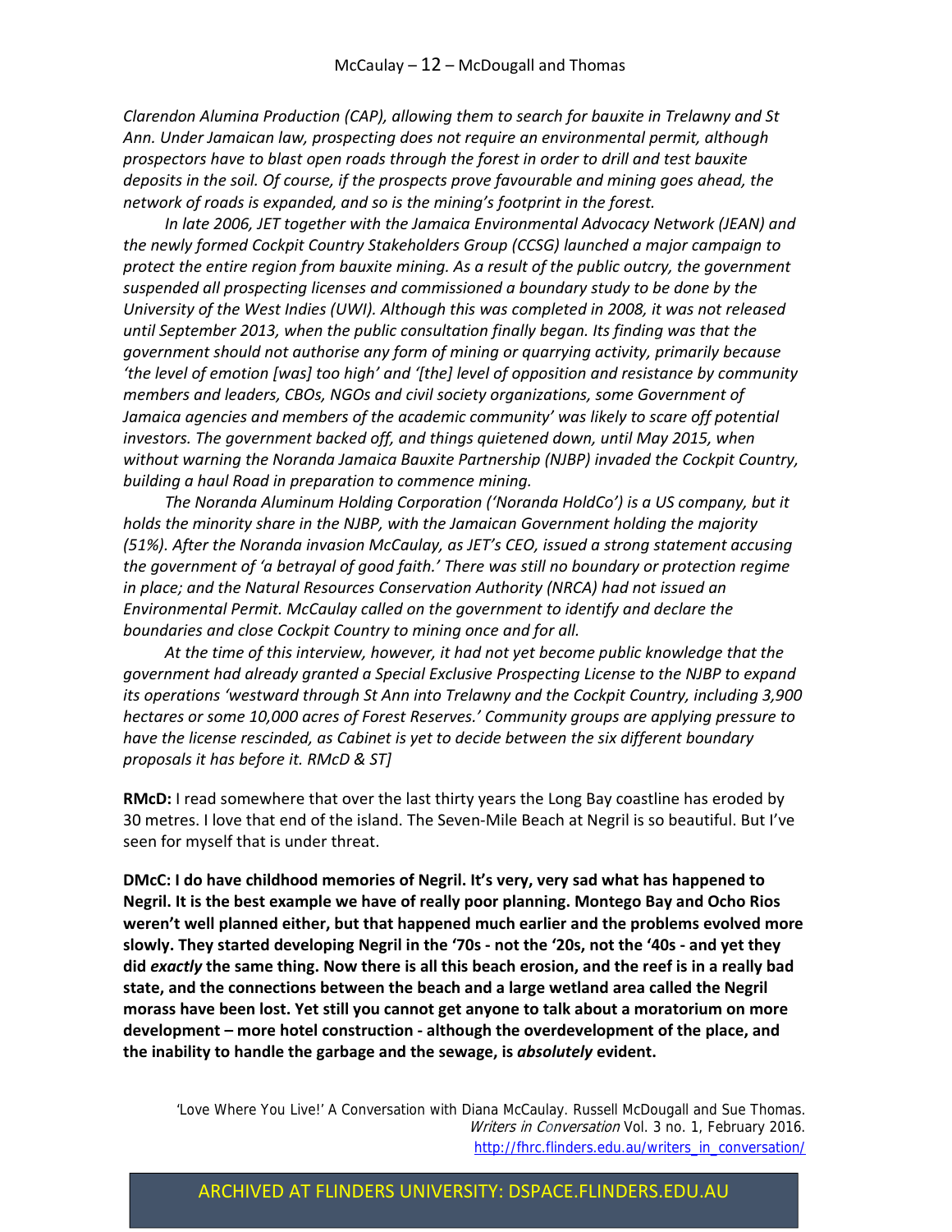*Clarendon Alumina Production (CAP), allowing them to search for bauxite in Trelawny and St Ann. Under Jamaican law, prospecting does not require an environmental permit, although prospectors have to blast open roads through the forest in order to drill and test bauxite deposits in the soil. Of course, if the prospects prove favourable and mining goes ahead, the network of roads is expanded, and so is the mining's footprint in the forest.*

*In late 2006, JET together with the Jamaica Environmental Advocacy Network (JEAN) and the newly formed Cockpit Country Stakeholders Group (CCSG) launched a major campaign to protect the entire region from bauxite mining. As a result of the public outcry, the government suspended all prospecting licenses and commissioned a boundary study to be done by the University of the West Indies (UWI). Although this was completed in 2008, it was not released until September 2013, when the public consultation finally began. Its finding was that the government should not authorise any form of mining or quarrying activity, primarily because 'the level of emotion [was] too high' and '[the] level of opposition and resistance by community members and leaders, CBOs, NGOs and civil society organizations, some Government of Jamaica agencies and members of the academic community' was likely to scare off potential investors. The government backed off, and things quietened down, until May 2015, when without warning the Noranda Jamaica Bauxite Partnership (NJBP) invaded the Cockpit Country, building a haul Road in preparation to commence mining.*

*The Noranda Aluminum Holding Corporation ('Noranda HoldCo') is a US company, but it holds the minority share in the NJBP, with the Jamaican Government holding the majority (51%). After the Noranda invasion McCaulay, as JET's CEO, issued a strong statement accusing the government of 'a betrayal of good faith.' There was still no boundary or protection regime in place; and the Natural Resources Conservation Authority (NRCA) had not issued an Environmental Permit. McCaulay called on the government to identify and declare the boundaries and close Cockpit Country to mining once and for all.*

*At the time of this interview, however, it had not yet become public knowledge that the government had already granted a Special Exclusive Prospecting License to the NJBP to expand its operations 'westward through St Ann into Trelawny and the Cockpit Country, including 3,900 hectares or some 10,000 acres of Forest Reserves.' Community groups are applying pressure to have the license rescinded, as Cabinet is yet to decide between the six different boundary proposals it has before it. RMcD & ST]*

**RMcD:** I read somewhere that over the last thirty years the Long Bay coastline has eroded by 30 metres. I love that end of the island. The Seven-Mile Beach at Negril is so beautiful. But I've seen for myself that is under threat.

**DMcC: I do have childhood memories of Negril. It's very, very sad what has happened to Negril. It is the best example we have of really poor planning. Montego Bay and Ocho Rios weren't well planned either, but that happened much earlier and the problems evolved more slowly. They started developing Negril in the '70s - not the '20s, not the '40s - and yet they did *exactly* the same thing. Now there is all this beach erosion, and the reef is in a really bad state, and the connections between the beach and a large wetland area called the Negril morass have been lost. Yet still you cannot get anyone to talk about a moratorium on more development – more hotel construction - although the overdevelopment of the place, and the inability to handle the garbage and the sewage, is *absolutely* evident.**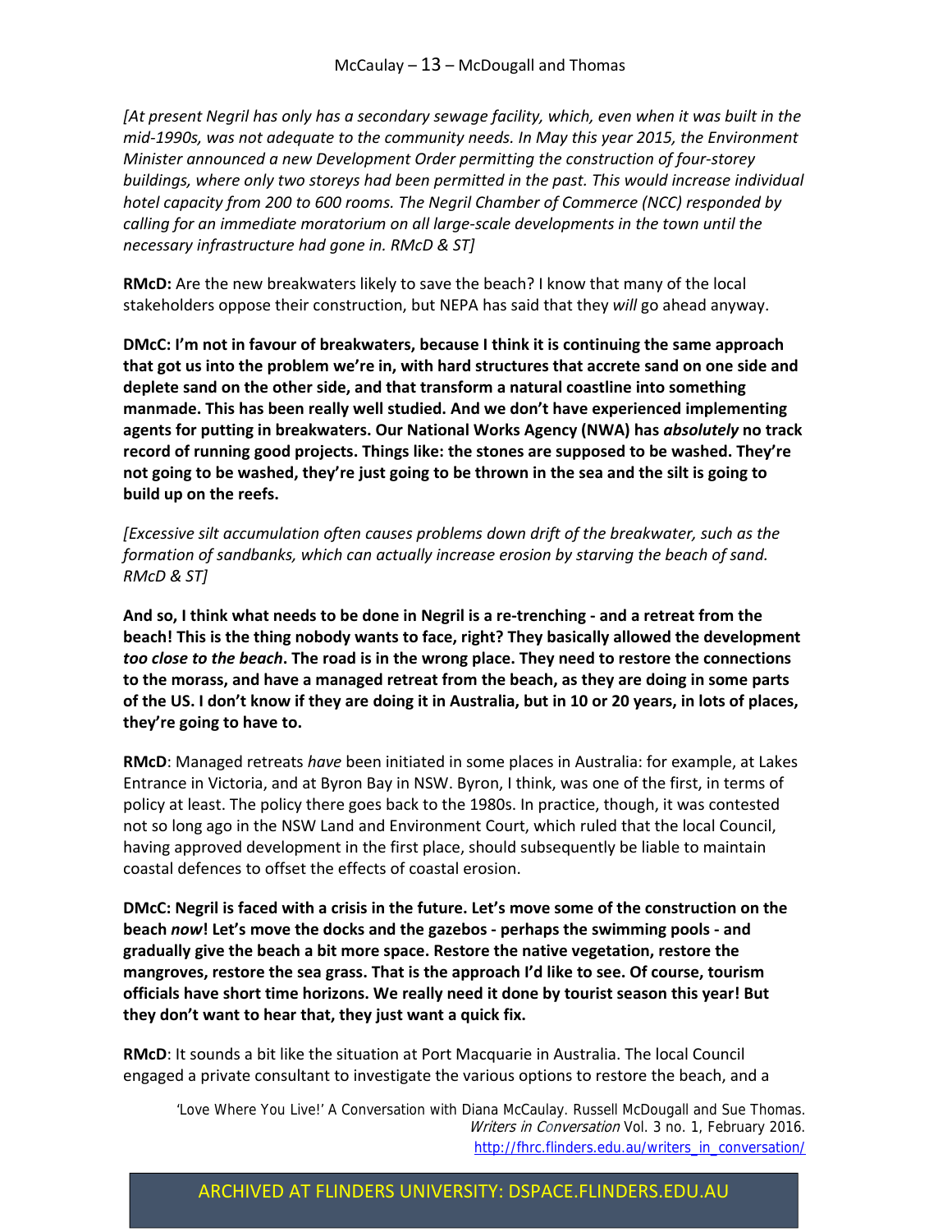*[At present Negril has only has a secondary sewage facility, which, even when it was built in the mid-1990s, was not adequate to the community needs. In May this year 2015, the Environment Minister announced a new Development Order permitting the construction of four-storey buildings, where only two storeys had been permitted in the past. This would increase individual hotel capacity from 200 to 600 rooms. The Negril Chamber of Commerce (NCC) responded by calling for an immediate moratorium on all large-scale developments in the town until the necessary infrastructure had gone in. RMcD & ST]*

**RMcD:** Are the new breakwaters likely to save the beach? I know that many of the local stakeholders oppose their construction, but NEPA has said that they *will* go ahead anyway.

**DMcC: I'm not in favour of breakwaters, because I think it is continuing the same approach that got us into the problem we're in, with hard structures that accrete sand on one side and deplete sand on the other side, and that transform a natural coastline into something manmade. This has been really well studied. And we don't have experienced implementing agents for putting in breakwaters. Our National Works Agency (NWA) has *absolutely* no track record of running good projects. Things like: the stones are supposed to be washed. They're not going to be washed, they're just going to be thrown in the sea and the silt is going to build up on the reefs.**

*[Excessive silt accumulation often causes problems down drift of the breakwater, such as the formation of sandbanks, which can actually increase erosion by starving the beach of sand. RMcD & ST]*

**And so, I think what needs to be done in Negril is a re-trenching - and a retreat from the beach! This is the thing nobody wants to face, right? They basically allowed the development *too close to the beach*. The road is in the wrong place. They need to restore the connections to the morass, and have a managed retreat from the beach, as they are doing in some parts of the US. I don't know if they are doing it in Australia, but in 10 or 20 years, in lots of places, they're going to have to.**

**RMcD**: Managed retreats *have* been initiated in some places in Australia: for example, at Lakes Entrance in Victoria, and at Byron Bay in NSW. Byron, I think, was one of the first, in terms of policy at least. The policy there goes back to the 1980s. In practice, though, it was contested not so long ago in the NSW Land and Environment Court, which ruled that the local Council, having approved development in the first place, should subsequently be liable to maintain coastal defences to offset the effects of coastal erosion.

**DMcC: Negril is faced with a crisis in the future. Let's move some of the construction on the beach *now*! Let's move the docks and the gazebos - perhaps the swimming pools - and gradually give the beach a bit more space. Restore the native vegetation, restore the mangroves, restore the sea grass. That is the approach I'd like to see. Of course, tourism officials have short time horizons. We really need it done by tourist season this year! But they don't want to hear that, they just want a quick fix.**

**RMcD**: It sounds a bit like the situation at Port Macquarie in Australia. The local Council engaged a private consultant to investigate the various options to restore the beach, and a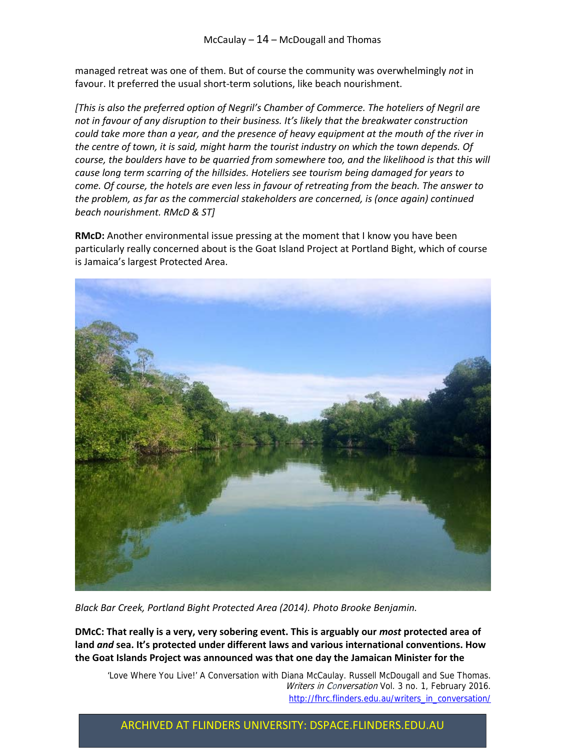managed retreat was one of them. But of course the community was overwhelmingly *not* in favour. It preferred the usual short-term solutions, like beach nourishment.

*[This is also the preferred option of Negril's Chamber of Commerce. The hoteliers of Negril are not in favour of any disruption to their business. It's likely that the breakwater construction could take more than a year, and the presence of heavy equipment at the mouth of the river in the centre of town, it is said, might harm the tourist industry on which the town depends. Of course, the boulders have to be quarried from somewhere too, and the likelihood is that this will cause long term scarring of the hillsides. Hoteliers see tourism being damaged for years to come. Of course, the hotels are even less in favour of retreating from the beach. The answer to the problem, as far as the commercial stakeholders are concerned, is (once again) continued beach nourishment. RMcD & ST]*

**RMcD:** Another environmental issue pressing at the moment that I know you have been particularly really concerned about is the Goat Island Project at Portland Bight, which of course is Jamaica's largest Protected Area.

*Black Bar Creek, Portland Bight Protected Area (2014). Photo Brooke Benjamin.*

**DMcC: That really is a very, very sobering event. This is arguably our *most* protected area of land *and* sea. It's protected under different laws and various international conventions. How the Goat Islands Project was announced was that one day the Jamaican Minister for the**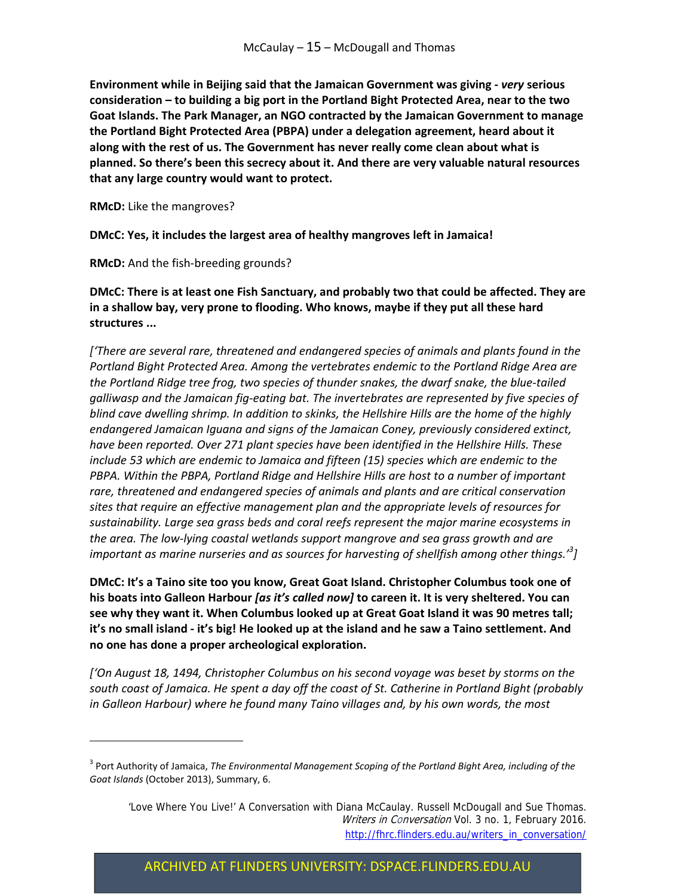**Environment while in Beijing said that the Jamaican Government was giving - *very* serious consideration – to building a big port in the Portland Bight Protected Area, near to the two Goat Islands. The Park Manager, an NGO contracted by the Jamaican Government to manage the Portland Bight Protected Area (PBPA) under a delegation agreement, heard about it along with the rest of us. The Government has never really come clean about what is planned. So there's been this secrecy about it. And there are very valuable natural resources that any large country would want to protect.**

**RMcD:** Like the mangroves?

**DMcC: Yes, it includes the largest area of healthy mangroves left in Jamaica!**

**RMcD:** And the fish-breeding grounds?

**DMcC: There is at least one Fish Sanctuary, and probably two that could be affected. They are in a shallow bay, very prone to flooding. Who knows, maybe if they put all these hard structures ...**

*['There are several rare, threatened and endangered species of animals and plants found in the Portland Bight Protected Area. Among the vertebrates endemic to the Portland Ridge Area are the Portland Ridge tree frog, two species of thunder snakes, the dwarf snake, the blue-tailed galliwasp and the Jamaican fig-eating bat. The invertebrates are represented by five species of blind cave dwelling shrimp. In addition to skinks, the Hellshire Hills are the home of the highly endangered Jamaican Iguana and signs of the Jamaican Coney, previously considered extinct, have been reported. Over 271 plant species have been identified in the Hellshire Hills. These include 53 which are endemic to Jamaica and fifteen (15) species which are endemic to the PBPA. Within the PBPA, Portland Ridge and Hellshire Hills are host to a number of important rare, threatened and endangered species of animals and plants and are critical conservation sites that require an effective management plan and the appropriate levels of resources for sustainability. Large sea grass beds and coral reefs represent the major marine ecosystems in the area. The low-lying coastal wetlands support mangrove and sea grass growth and are important as marine nurseries and as sources for harvesting of shellfish among other things.'[3]]*

**DMcC: It's a Taino site too you know, Great Goat Island. Christopher Columbus took one of his boats into Galleon Harbour *[as it's called now]* to careen it. It is very sheltered. You can see why they want it. When Columbus looked up at Great Goat Island it was 90 metres tall; it's no small island - it's big! He looked up at the island and he saw a Taino settlement. And no one has done a proper archeological exploration.**

*['On August 18, 1494, Christopher Columbus on his second voyage was beset by storms on the south coast of Jamaica. He spent a day off the coast of St. Catherine in Portland Bight (probably in Galleon Harbour) where he found many Taino villages and, by his own words, the most*

---

[3] Port Authority of Jamaica, *The Environmental Management Scoping of the Portland Bight Area, including of the Goat Islands* (October 2013), Summary, 6.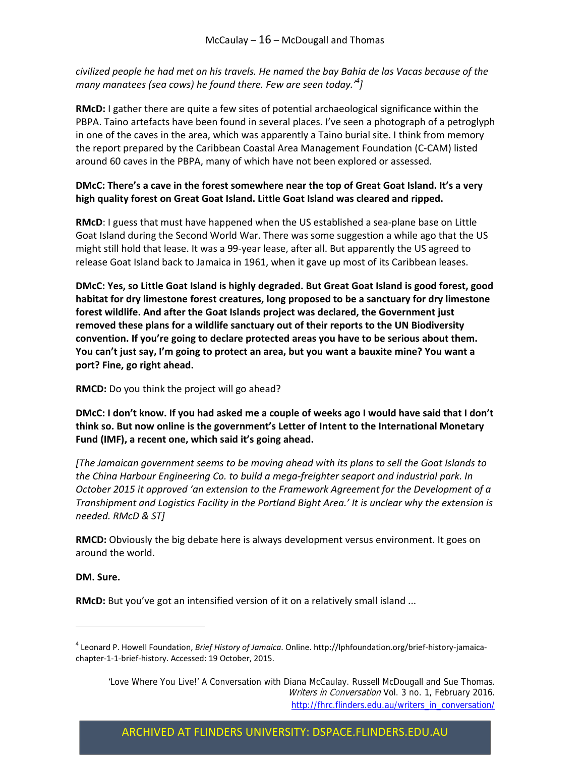*civilized people he had met on his travels. He named the bay Bahia de las Vacas because of the many manatees (sea cows) he found there. Few are seen today.'*[4]*]*

**RMcD:** I gather there are quite a few sites of potential archaeological significance within the PBPA. Taino artefacts have been found in several places. I've seen a photograph of a petroglyph in one of the caves in the area, which was apparently a Taino burial site. I think from memory the report prepared by the Caribbean Coastal Area Management Foundation (C-CAM) listed around 60 caves in the PBPA, many of which have not been explored or assessed.

**DMcC: There's a cave in the forest somewhere near the top of Great Goat Island. It's a very high quality forest on Great Goat Island. Little Goat Island was cleared and ripped.**

**RMcD**: I guess that must have happened when the US established a sea-plane base on Little Goat Island during the Second World War. There was some suggestion a while ago that the US might still hold that lease. It was a 99-year lease, after all. But apparently the US agreed to release Goat Island back to Jamaica in 1961, when it gave up most of its Caribbean leases.

**DMcC: Yes, so Little Goat Island is highly degraded. But Great Goat Island is good forest, good habitat for dry limestone forest creatures, long proposed to be a sanctuary for dry limestone forest wildlife. And after the Goat Islands project was declared, the Government just removed these plans for a wildlife sanctuary out of their reports to the UN Biodiversity convention. If you're going to declare protected areas you have to be serious about them. You can't just say, I'm going to protect an area, but you want a bauxite mine? You want a port? Fine, go right ahead.**

**RMCD:** Do you think the project will go ahead?

**DMcC: I don't know. If you had asked me a couple of weeks ago I would have said that I don't think so. But now online is the government's Letter of Intent to the International Monetary Fund (IMF), a recent one, which said it's going ahead.**

*[The Jamaican government seems to be moving ahead with its plans to sell the Goat Islands to the China Harbour Engineering Co. to build a mega-freighter seaport and industrial park. In October 2015 it approved 'an extension to the Framework Agreement for the Development of a Transhipment and Logistics Facility in the Portland Bight Area.' It is unclear why the extension is needed. RMcD & ST]*

**RMCD:** Obviously the big debate here is always development versus environment. It goes on around the world.

**DM. Sure.**

**RMcD:** But you've got an intensified version of it on a relatively small island ...

---

[4] Leonard P. Howell Foundation, *Brief History of Jamaica*. Online. http://lphfoundation.org/brief-history-jamaica-chapter-1-1-brief-history. Accessed: 19 October, 2015.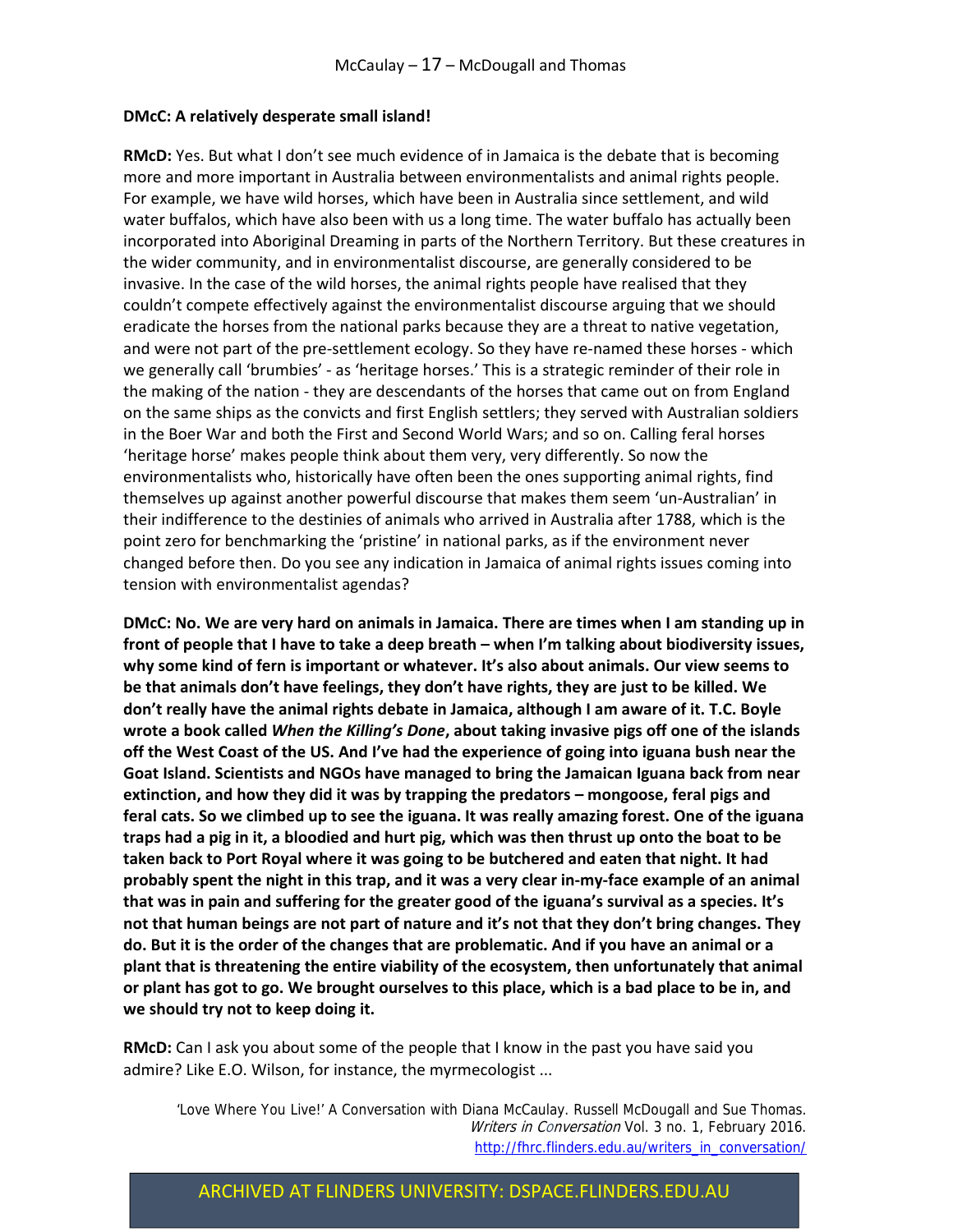**DMcC: A relatively desperate small island!**

**RMcD:** Yes. But what I don't see much evidence of in Jamaica is the debate that is becoming more and more important in Australia between environmentalists and animal rights people. For example, we have wild horses, which have been in Australia since settlement, and wild water buffalos, which have also been with us a long time. The water buffalo has actually been incorporated into Aboriginal Dreaming in parts of the Northern Territory. But these creatures in the wider community, and in environmentalist discourse, are generally considered to be invasive. In the case of the wild horses, the animal rights people have realised that they couldn't compete effectively against the environmentalist discourse arguing that we should eradicate the horses from the national parks because they are a threat to native vegetation, and were not part of the pre-settlement ecology. So they have re-named these horses - which we generally call 'brumbies' - as 'heritage horses.' This is a strategic reminder of their role in the making of the nation - they are descendants of the horses that came out on from England on the same ships as the convicts and first English settlers; they served with Australian soldiers in the Boer War and both the First and Second World Wars; and so on. Calling feral horses 'heritage horse' makes people think about them very, very differently. So now the environmentalists who, historically have often been the ones supporting animal rights, find themselves up against another powerful discourse that makes them seem 'un-Australian' in their indifference to the destinies of animals who arrived in Australia after 1788, which is the point zero for benchmarking the 'pristine' in national parks, as if the environment never changed before then. Do you see any indication in Jamaica of animal rights issues coming into tension with environmentalist agendas?

**DMcC: No. We are very hard on animals in Jamaica. There are times when I am standing up in front of people that I have to take a deep breath – when I'm talking about biodiversity issues, why some kind of fern is important or whatever. It's also about animals. Our view seems to be that animals don't have feelings, they don't have rights, they are just to be killed. We don't really have the animal rights debate in Jamaica, although I am aware of it. T.C. Boyle wrote a book called *When the Killing's Done*, about taking invasive pigs off one of the islands off the West Coast of the US. And I've had the experience of going into iguana bush near the Goat Island. Scientists and NGOs have managed to bring the Jamaican Iguana back from near extinction, and how they did it was by trapping the predators – mongoose, feral pigs and feral cats. So we climbed up to see the iguana. It was really amazing forest. One of the iguana traps had a pig in it, a bloodied and hurt pig, which was then thrust up onto the boat to be taken back to Port Royal where it was going to be butchered and eaten that night. It had probably spent the night in this trap, and it was a very clear in-my-face example of an animal that was in pain and suffering for the greater good of the iguana's survival as a species. It's not that human beings are not part of nature and it's not that they don't bring changes. They do. But it is the order of the changes that are problematic. And if you have an animal or a plant that is threatening the entire viability of the ecosystem, then unfortunately that animal or plant has got to go. We brought ourselves to this place, which is a bad place to be in, and we should try not to keep doing it.**

**RMcD:** Can I ask you about some of the people that I know in the past you have said you admire? Like E.O. Wilson, for instance, the myrmecologist ...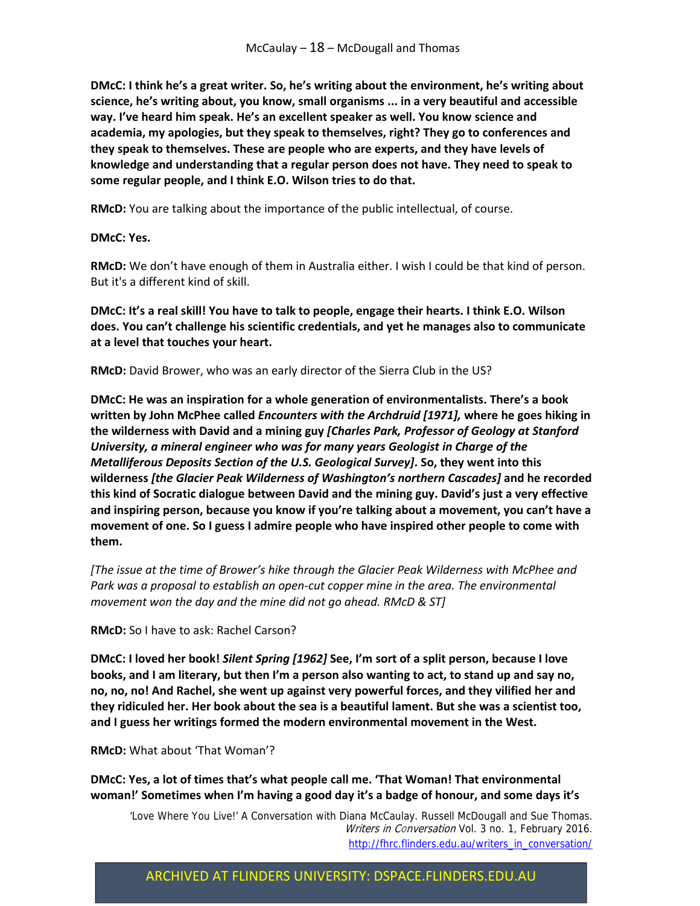**DMcC: I think he's a great writer. So, he's writing about the environment, he's writing about science, he's writing about, you know, small organisms ... in a very beautiful and accessible way. I've heard him speak. He's an excellent speaker as well. You know science and academia, my apologies, but they speak to themselves, right? They go to conferences and they speak to themselves. These are people who are experts, and they have levels of knowledge and understanding that a regular person does not have. They need to speak to some regular people, and I think E.O. Wilson tries to do that.**

**RMcD:** You are talking about the importance of the public intellectual, of course.

**DMcC: Yes.**

**RMcD:** We don't have enough of them in Australia either. I wish I could be that kind of person. But it's a different kind of skill.

**DMcC: It's a real skill! You have to talk to people, engage their hearts. I think E.O. Wilson does. You can't challenge his scientific credentials, and yet he manages also to communicate at a level that touches your heart.**

**RMcD:** David Brower, who was an early director of the Sierra Club in the US?

**DMcC: He was an inspiration for a whole generation of environmentalists. There's a book written by John McPhee called *Encounters with the Archdruid [1971],* where he goes hiking in the wilderness with David and a mining guy *[Charles Park, Professor of Geology at Stanford University, a mineral engineer who was for many years Geologist in Charge of the Metalliferous Deposits Section of the U.S. Geological Survey]*. So, they went into this wilderness *[the Glacier Peak Wilderness of Washington's northern Cascades]* and he recorded this kind of Socratic dialogue between David and the mining guy. David's just a very effective and inspiring person, because you know if you're talking about a movement, you can't have a movement of one. So I guess I admire people who have inspired other people to come with them.**

*[The issue at the time of Brower's hike through the Glacier Peak Wilderness with McPhee and Park was a proposal to establish an open-cut copper mine in the area. The environmental movement won the day and the mine did not go ahead. RMcD & ST]*

**RMcD:** So I have to ask: Rachel Carson?

**DMcC: I loved her book! *Silent Spring [1962]* See, I'm sort of a split person, because I love books, and I am literary, but then I'm a person also wanting to act, to stand up and say no, no, no, no! And Rachel, she went up against very powerful forces, and they vilified her and they ridiculed her. Her book about the sea is a beautiful lament. But she was a scientist too, and I guess her writings formed the modern environmental movement in the West.**

**RMcD:** What about 'That Woman'?

**DMcC: Yes, a lot of times that's what people call me. 'That Woman! That environmental woman!' Sometimes when I'm having a good day it's a badge of honour, and some days it's**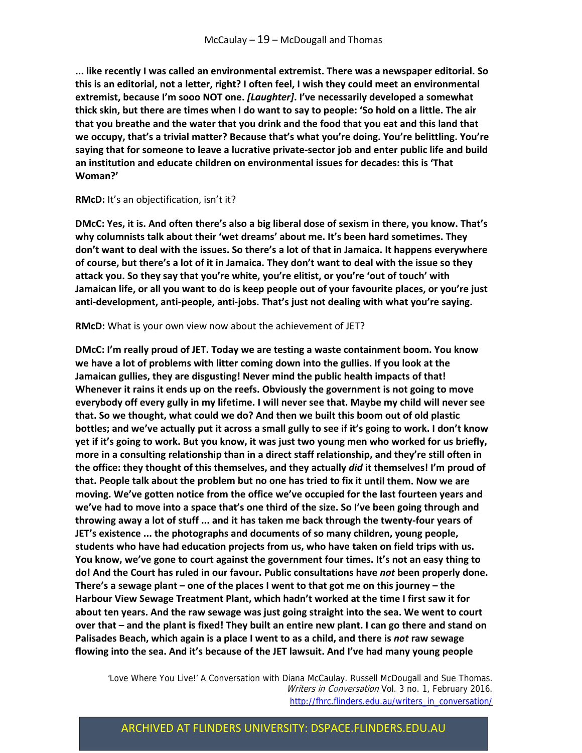**... like recently I was called an environmental extremist. There was a newspaper editorial. So this is an editorial, not a letter, right? I often feel, I wish they could meet an environmental extremist, because I'm sooo NOT one. *[Laughter]*. I've necessarily developed a somewhat thick skin, but there are times when I do want to say to people: 'So hold on a little. The air that you breathe and the water that you drink and the food that you eat and this land that we occupy, that's a trivial matter? Because that's what you're doing. You're belittling. You're saying that for someone to leave a lucrative private-sector job and enter public life and build an institution and educate children on environmental issues for decades: this is 'That Woman?'**

**RMcD:** It's an objectification, isn't it?

**DMcC: Yes, it is. And often there's also a big liberal dose of sexism in there, you know. That's why columnists talk about their 'wet dreams' about me. It's been hard sometimes. They don't want to deal with the issues. So there's a lot of that in Jamaica. It happens everywhere of course, but there's a lot of it in Jamaica. They don't want to deal with the issue so they attack you. So they say that you're white, you're elitist, or you're 'out of touch' with Jamaican life, or all you want to do is keep people out of your favourite places, or you're just anti-development, anti-people, anti-jobs. That's just not dealing with what you're saying.**

**RMcD:** What is your own view now about the achievement of JET?

**DMcC: I'm really proud of JET. Today we are testing a waste containment boom. You know we have a lot of problems with litter coming down into the gullies. If you look at the Jamaican gullies, they are disgusting! Never mind the public health impacts of that! Whenever it rains it ends up on the reefs. Obviously the government is not going to move everybody off every gully in my lifetime. I will never see that. Maybe my child will never see that. So we thought, what could we do? And then we built this boom out of old plastic bottles; and we've actually put it across a small gully to see if it's going to work. I don't know yet if it's going to work. But you know, it was just two young men who worked for us briefly, more in a consulting relationship than in a direct staff relationship, and they're still often in the office: they thought of this themselves, and they actually *did* it themselves! I'm proud of that. People talk about the problem but no one has tried to fix it until them. Now we are moving. We've gotten notice from the office we've occupied for the last fourteen years and we've had to move into a space that's one third of the size. So I've been going through and throwing away a lot of stuff ... and it has taken me back through the twenty-four years of JET's existence ... the photographs and documents of so many children, young people, students who have had education projects from us, who have taken on field trips with us. You know, we've gone to court against the government four times. It's not an easy thing to do! And the Court has ruled in our favour. Public consultations have *not* been properly done. There's a sewage plant – one of the places I went to that got me on this journey – the Harbour View Sewage Treatment Plant, which hadn't worked at the time I first saw it for about ten years. And the raw sewage was just going straight into the sea. We went to court over that – and the plant is fixed! They built an entire new plant. I can go there and stand on Palisades Beach, which again is a place I went to as a child, and there is *not* raw sewage flowing into the sea. And it's because of the JET lawsuit. And I've had many young people**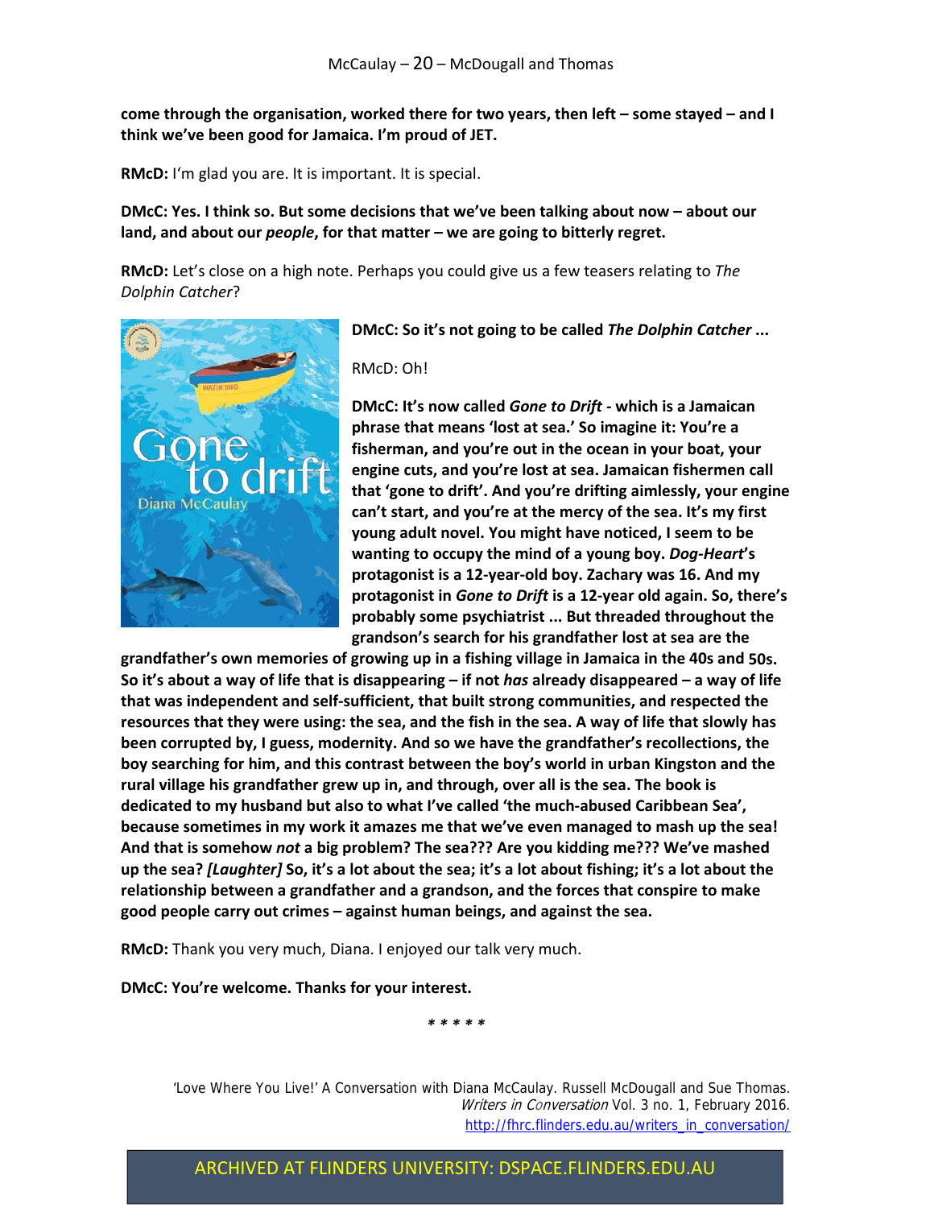**come through the organisation, worked there for two years, then left – some stayed – and I think we've been good for Jamaica. I'm proud of JET.**

**RMcD:** I'm glad you are. It is important. It is special.

**DMcC: Yes. I think so. But some decisions that we've been talking about now – about our land, and about our *people*, for that matter – we are going to bitterly regret.**

**RMcD:** Let's close on a high note. Perhaps you could give us a few teasers relating to *The Dolphin Catcher*?

**DMcC: So it's not going to be called *The Dolphin Catcher* ...**

RMcD: Oh!

**DMcC: It's now called *Gone to Drift* - which is a Jamaican phrase that means 'lost at sea.' So imagine it: You're a fisherman, and you're out in the ocean in your boat, your engine cuts, and you're lost at sea. Jamaican fishermen call that 'gone to drift'. And you're drifting aimlessly, your engine can't start, and you're at the mercy of the sea. It's my first young adult novel. You might have noticed, I seem to be wanting to occupy the mind of a young boy. *Dog-Heart*'s protagonist is a 12-year-old boy. Zachary was 16. And my protagonist in *Gone to Drift* is a 12-year old again. So, there's probably some psychiatrist ... But threaded throughout the grandson's search for his grandfather lost at sea are the grandfather's own memories of growing up in a fishing village in Jamaica in the 40s and 50s. So it's about a way of life that is disappearing – if not *has* already disappeared – a way of life that was independent and self-sufficient, that built strong communities, and respected the resources that they were using: the sea, and the fish in the sea. A way of life that slowly has been corrupted by, I guess, modernity. And so we have the grandfather's recollections, the boy searching for him, and this contrast between the boy's world in urban Kingston and the rural village his grandfather grew up in, and through, over all is the sea. The book is dedicated to my husband but also to what I've called 'the much-abused Caribbean Sea', because sometimes in my work it amazes me that we've even managed to mash up the sea! And that is somehow *not* a big problem? The sea??? Are you kidding me??? We've mashed up the sea? *[Laughter]* So, it's a lot about the sea; it's a lot about fishing; it's a lot about the relationship between a grandfather and a grandson, and the forces that conspire to make good people carry out crimes – against human beings, and against the sea.**

**RMcD:** Thank you very much, Diana. I enjoyed our talk very much.

**DMcC: You're welcome. Thanks for your interest.**

*\* \* \* \* \**

'Love Where You Live!' A Conversation with Diana McCaulay. Russell McDougall and Sue Thomas. *Writers in Conversation* Vol. 3 no. 1, February 2016.
http://fhrc.flinders.edu.au/writers_in_conversation/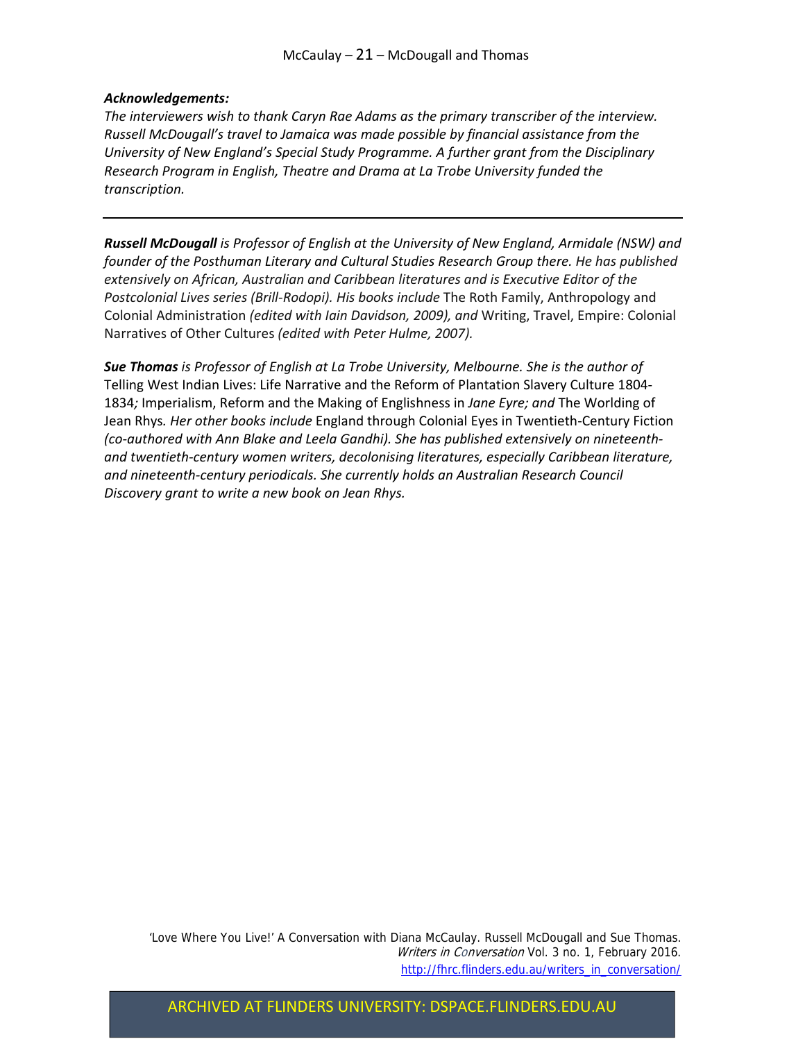***Acknowledgements:***
*The interviewers wish to thank Caryn Rae Adams as the primary transcriber of the interview. Russell McDougall's travel to Jamaica was made possible by financial assistance from the University of New England's Special Study Programme. A further grant from the Disciplinary Research Program in English, Theatre and Drama at La Trobe University funded the transcription.*

---

***Russell McDougall*** *is Professor of English at the University of New England, Armidale (NSW) and founder of the Posthuman Literary and Cultural Studies Research Group there. He has published extensively on African, Australian and Caribbean literatures and is Executive Editor of the Postcolonial Lives series (Brill-Rodopi). His books include* The Roth Family, Anthropology and Colonial Administration *(edited with Iain Davidson, 2009), and* Writing, Travel, Empire: Colonial Narratives of Other Cultures *(edited with Peter Hulme, 2007).*

***Sue Thomas*** *is Professor of English at La Trobe University, Melbourne. She is the author of* Telling West Indian Lives: Life Narrative and the Reform of Plantation Slavery Culture 1804-1834*;* Imperialism, Reform and the Making of Englishness in *Jane Eyre; and* The Worlding of Jean Rhys*. Her other books include* England through Colonial Eyes in Twentieth-Century Fiction *(co-authored with Ann Blake and Leela Gandhi). She has published extensively on nineteenth- and twentieth-century women writers, decolonising literatures, especially Caribbean literature, and nineteenth-century periodicals. She currently holds an Australian Research Council Discovery grant to write a new book on Jean Rhys.*